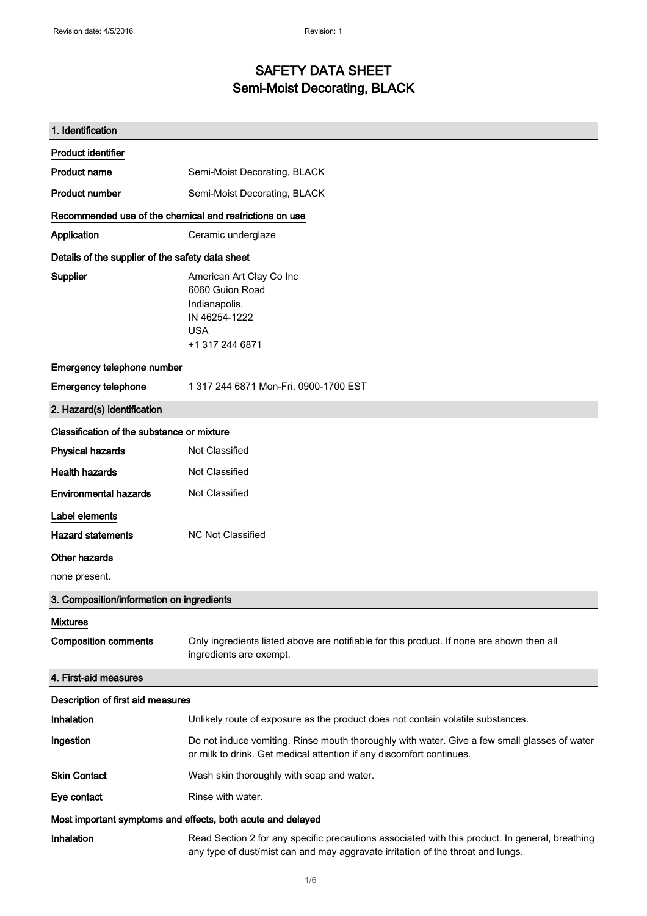Revision date: 4/5/2016 Revision: 1

# SAFETY DATA SHEET
# Semi-Moist Decorating, BLACK

## 1. Identification

### Product identifier

**Product name** Semi-Moist Decorating, BLACK

**Product number** Semi-Moist Decorating, BLACK

### Recommended use of the chemical and restrictions on use

**Application** Ceramic underglaze

### Details of the supplier of the safety data sheet

**Supplier** American Art Clay Co Inc
6060 Guion Road
Indianapolis,
IN 46254-1222
USA
+1 317 244 6871

### Emergency telephone number

**Emergency telephone** 1 317 244 6871 Mon-Fri, 0900-1700 EST

## 2. Hazard(s) identification

### Classification of the substance or mixture

**Physical hazards** Not Classified

**Health hazards** Not Classified

**Environmental hazards** Not Classified

### Label elements

**Hazard statements** NC Not Classified

### Other hazards

none present.

## 3. Composition/information on ingredients

### Mixtures

**Composition comments** Only ingredients listed above are notifiable for this product. If none are shown then all ingredients are exempt.

## 4. First-aid measures

### Description of first aid measures

**Inhalation** Unlikely route of exposure as the product does not contain volatile substances.

**Ingestion** Do not induce vomiting. Rinse mouth thoroughly with water. Give a few small glasses of water or milk to drink. Get medical attention if any discomfort continues.

**Skin Contact** Wash skin thoroughly with soap and water.

**Eye contact** Rinse with water.

### Most important symptoms and effects, both acute and delayed

**Inhalation** Read Section 2 for any specific precautions associated with this product. In general, breathing any type of dust/mist can and may aggravate irritation of the throat and lungs.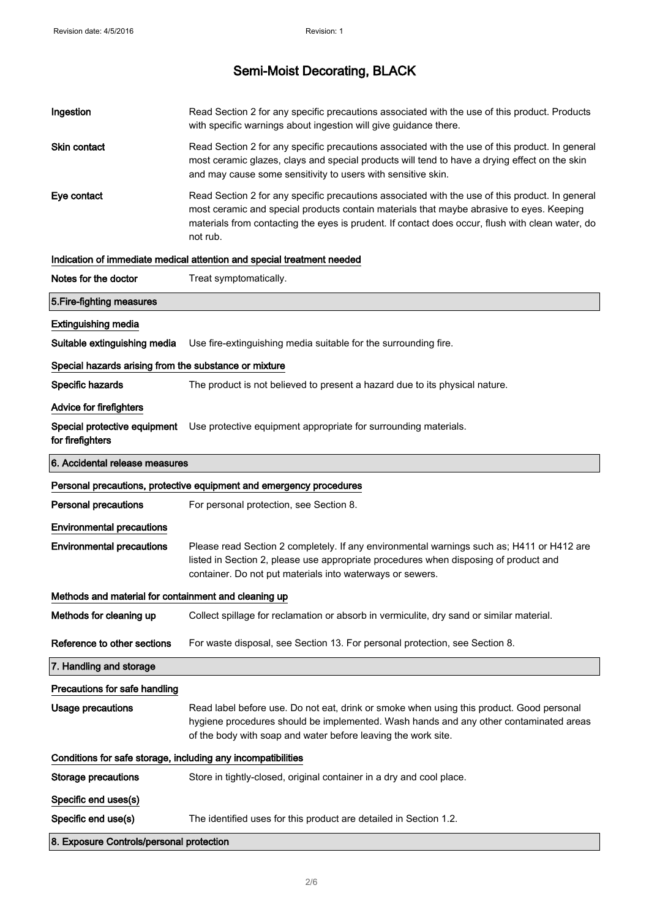# Semi-Moist Decorating, BLACK

**Ingestion**
Read Section 2 for any specific precautions associated with the use of this product. Products with specific warnings about ingestion will give guidance there.

**Skin contact**
Read Section 2 for any specific precautions associated with the use of this product. In general most ceramic glazes, clays and special products will tend to have a drying effect on the skin and may cause some sensitivity to users with sensitive skin.

**Eye contact**
Read Section 2 for any specific precautions associated with the use of this product. In general most ceramic and special products contain materials that maybe abrasive to eyes. Keeping materials from contacting the eyes is prudent. If contact does occur, flush with clean water, do not rub.

### Indication of immediate medical attention and special treatment needed

**Notes for the doctor**
Treat symptomatically.

## 5.Fire-fighting measures

### Extinguishing media

**Suitable extinguishing media**
Use fire-extinguishing media suitable for the surrounding fire.

### Special hazards arising from the substance or mixture

**Specific hazards**
The product is not believed to present a hazard due to its physical nature.

### Advice for firefighters

**Special protective equipment for firefighters**
Use protective equipment appropriate for surrounding materials.

## 6. Accidental release measures

### Personal precautions, protective equipment and emergency procedures

**Personal precautions**
For personal protection, see Section 8.

### Environmental precautions

**Environmental precautions**
Please read Section 2 completely. If any environmental warnings such as; H411 or H412 are listed in Section 2, please use appropriate procedures when disposing of product and container. Do not put materials into waterways or sewers.

### Methods and material for containment and cleaning up

**Methods for cleaning up**
Collect spillage for reclamation or absorb in vermiculite, dry sand or similar material.

**Reference to other sections**
For waste disposal, see Section 13. For personal protection, see Section 8.

## 7. Handling and storage

### Precautions for safe handling

**Usage precautions**
Read label before use. Do not eat, drink or smoke when using this product. Good personal hygiene procedures should be implemented. Wash hands and any other contaminated areas of the body with soap and water before leaving the work site.

### Conditions for safe storage, including any incompatibilities

**Storage precautions**
Store in tightly-closed, original container in a dry and cool place.

### Specific end uses(s)

**Specific end use(s)**
The identified uses for this product are detailed in Section 1.2.

## 8. Exposure Controls/personal protection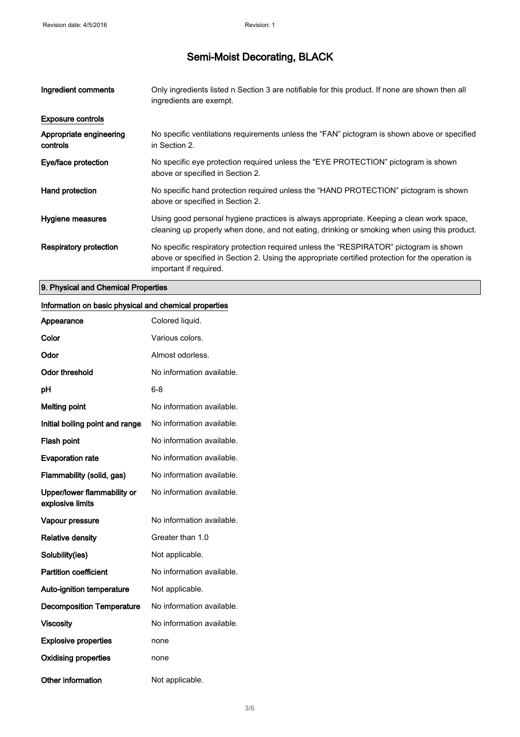| | |
|---|---|
| **Ingredient comments** | Only ingredients listed n Section 3 are notifiable for this product. If none are shown then all ingredients are exempt. |

### Exposure controls

| | |
|---|---|
| **Appropriate engineering controls** | No specific ventilations requirements unless the “FAN” pictogram is shown above or specified in Section 2. |
| **Eye/face protection** | No specific eye protection required unless the "EYE PROTECTION” pictogram is shown above or specified in Section 2. |
| **Hand protection** | No specific hand protection required unless the “HAND PROTECTION” pictogram is shown above or specified in Section 2. |
| **Hygiene measures** | Using good personal hygiene practices is always appropriate. Keeping a clean work space, cleaning up properly when done, and not eating, drinking or smoking when using this product. |
| **Respiratory protection** | No specific respiratory protection required unless the “RESPIRATOR” pictogram is shown above or specified in Section 2. Using the appropriate certified protection for the operation is important if required. |

## 9. Physical and Chemical Properties

### Information on basic physical and chemical properties

| | |
|---|---|
| **Appearance** | Colored liquid. |
| **Color** | Various colors. |
| **Odor** | Almost odorless. |
| **Odor threshold** | No information available. |
| **pH** | 6-8 |
| **Melting point** | No information available. |
| **Initial boiling point and range** | No information available. |
| **Flash point** | No information available. |
| **Evaporation rate** | No information available. |
| **Flammability (solid, gas)** | No information available. |
| **Upper/lower flammability or explosive limits** | No information available. |
| **Vapour pressure** | No information available. |
| **Relative density** | Greater than 1.0 |
| **Solubility(ies)** | Not applicable. |
| **Partition coefficient** | No information available. |
| **Auto-ignition temperature** | Not applicable. |
| **Decomposition Temperature** | No information available. |
| **Viscosity** | No information available. |
| **Explosive properties** | none |
| **Oxidising properties** | none |
| **Other information** | Not applicable. |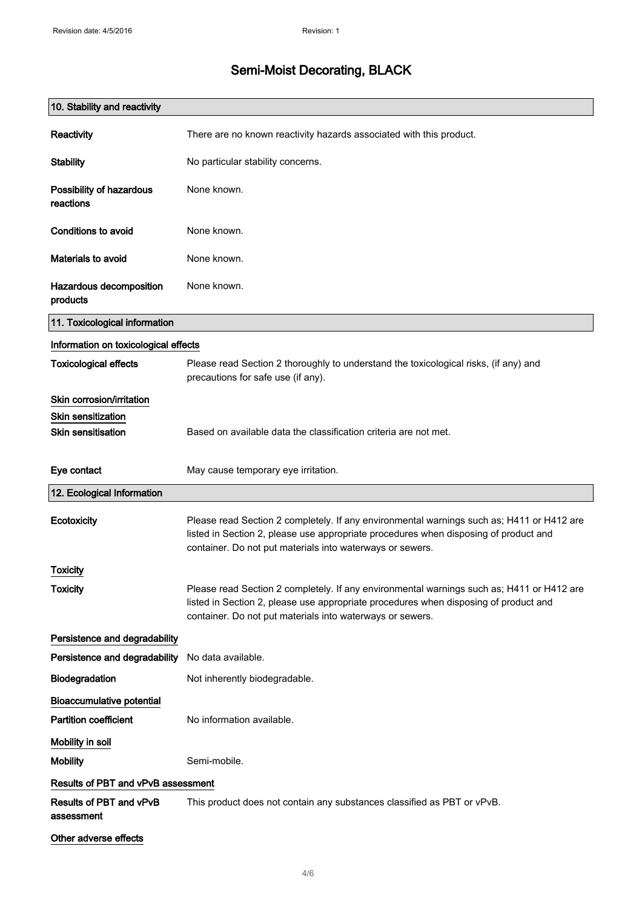# Semi-Moist Decorating, BLACK

## 10. Stability and reactivity

**Reactivity** There are no known reactivity hazards associated with this product.

**Stability** No particular stability concerns.

**Possibility of hazardous reactions** None known.

**Conditions to avoid** None known.

**Materials to avoid** None known.

**Hazardous decomposition products** None known.

## 11. Toxicological information

### Information on toxicological effects

**Toxicological effects** Please read Section 2 thoroughly to understand the toxicological risks, (if any) and precautions for safe use (if any).

### Skin corrosion/irritation

### Skin sensitization

**Skin sensitisation** Based on available data the classification criteria are not met.

**Eye contact** May cause temporary eye irritation.

## 12. Ecological Information

**Ecotoxicity** Please read Section 2 completely. If any environmental warnings such as; H411 or H412 are listed in Section 2, please use appropriate procedures when disposing of product and container. Do not put materials into waterways or sewers.

### Toxicity

**Toxicity** Please read Section 2 completely. If any environmental warnings such as; H411 or H412 are listed in Section 2, please use appropriate procedures when disposing of product and container. Do not put materials into waterways or sewers.

### Persistence and degradability

**Persistence and degradability** No data available.

**Biodegradation** Not inherently biodegradable.

### Bioaccumulative potential

**Partition coefficient** No information available.

### Mobility in soil

**Mobility** Semi-mobile.

### Results of PBT and vPvB assessment

**Results of PBT and vPvB assessment** This product does not contain any substances classified as PBT or vPvB.

### Other adverse effects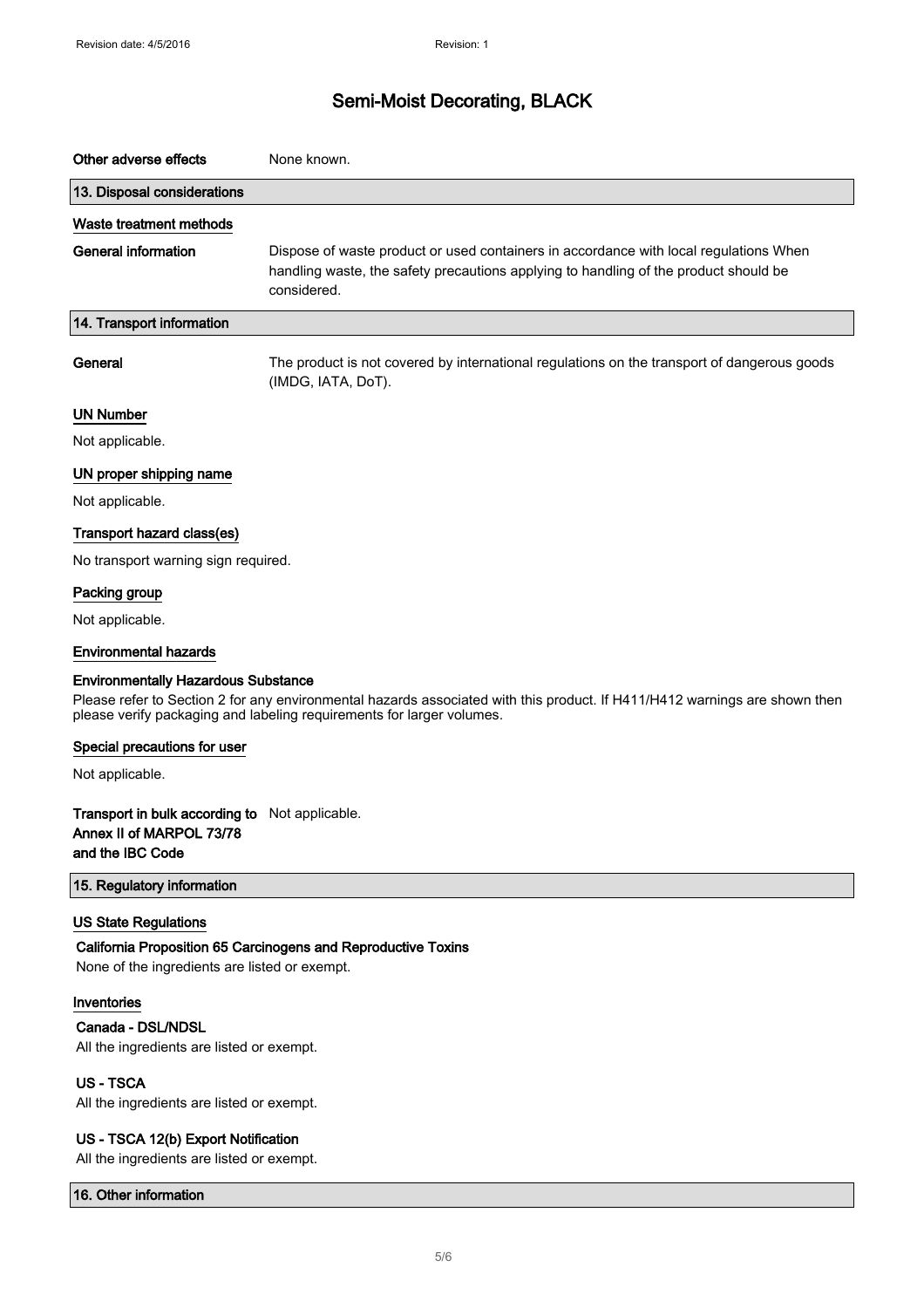# Semi-Moist Decorating, BLACK

**Other adverse effects** None known.

## 13. Disposal considerations

### Waste treatment methods

**General information** Dispose of waste product or used containers in accordance with local regulations When handling waste, the safety precautions applying to handling of the product should be considered.

## 14. Transport information

**General** The product is not covered by international regulations on the transport of dangerous goods (IMDG, IATA, DoT).

### UN Number

Not applicable.

### UN proper shipping name

Not applicable.

### Transport hazard class(es)

No transport warning sign required.

### Packing group

Not applicable.

### Environmental hazards

**Environmentally Hazardous Substance**

Please refer to Section 2 for any environmental hazards associated with this product. If H411/H412 warnings are shown then please verify packaging and labeling requirements for larger volumes.

### Special precautions for user

Not applicable.

**Transport in bulk according to Annex II of MARPOL 73/78 and the IBC Code** Not applicable.

## 15. Regulatory information

### US State Regulations

**California Proposition 65 Carcinogens and Reproductive Toxins**

None of the ingredients are listed or exempt.

### Inventories

**Canada - DSL/NDSL**

All the ingredients are listed or exempt.

**US - TSCA**

All the ingredients are listed or exempt.

**US - TSCA 12(b) Export Notification**

All the ingredients are listed or exempt.

## 16. Other information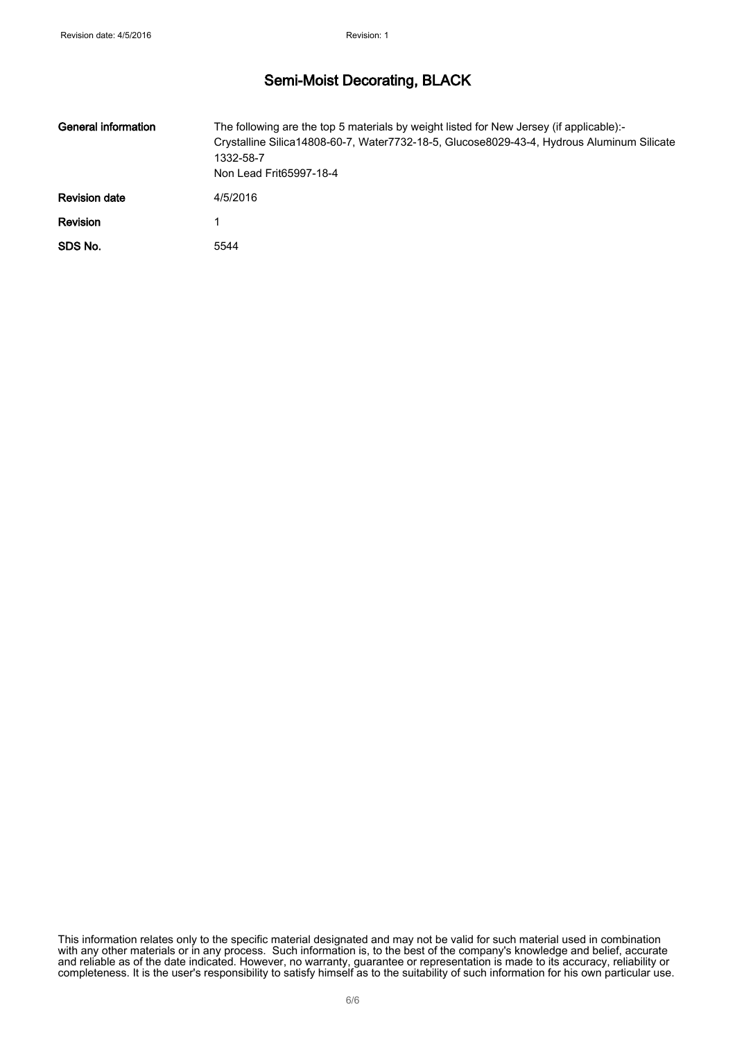# Semi-Moist Decorating, BLACK

| | |
|---|---|
| **General information** | The following are the top 5 materials by weight listed for New Jersey (if applicable):- Crystalline Silica14808-60-7, Water7732-18-5, Glucose8029-43-4, Hydrous Aluminum Silicate 1332-58-7 Non Lead Frit65997-18-4 |
| **Revision date** | 4/5/2016 |
| **Revision** | 1 |
| **SDS No.** | 5544 |

This information relates only to the specific material designated and may not be valid for such material used in combination with any other materials or in any process. Such information is, to the best of the company's knowledge and belief, accurate and reliable as of the date indicated. However, no warranty, guarantee or representation is made to its accuracy, reliability or completeness. It is the user's responsibility to satisfy himself as to the suitability of such information for his own particular use.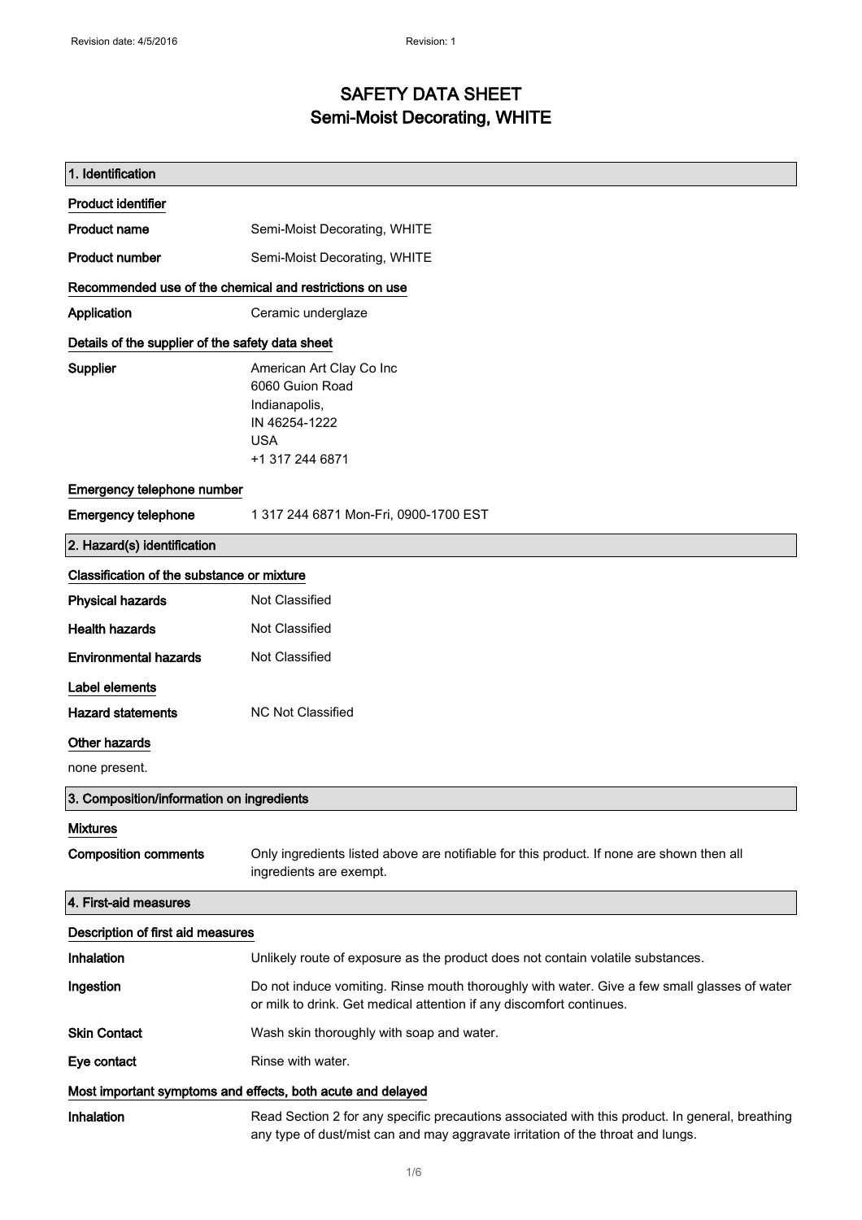# SAFETY DATA SHEET
# Semi-Moist Decorating, WHITE

## 1. Identification

### Product identifier

| | |
|---|---|
| **Product name** | Semi-Moist Decorating, WHITE |
| **Product number** | Semi-Moist Decorating, WHITE |

### Recommended use of the chemical and restrictions on use

| | |
|---|---|
| **Application** | Ceramic underglaze |

### Details of the supplier of the safety data sheet

**Supplier**

American Art Clay Co Inc
6060 Guion Road
Indianapolis,
IN 46254-1222
USA
+1 317 244 6871

### Emergency telephone number

| | |
|---|---|
| **Emergency telephone** | 1 317 244 6871 Mon-Fri, 0900-1700 EST |

## 2. Hazard(s) identification

### Classification of the substance or mixture

| | |
|---|---|
| **Physical hazards** | Not Classified |
| **Health hazards** | Not Classified |
| **Environmental hazards** | Not Classified |

### Label elements

| | |
|---|---|
| **Hazard statements** | NC Not Classified |

### Other hazards

none present.

## 3. Composition/information on ingredients

### Mixtures

| | |
|---|---|
| **Composition comments** | Only ingredients listed above are notifiable for this product. If none are shown then all ingredients are exempt. |

## 4. First-aid measures

### Description of first aid measures

| | |
|---|---|
| **Inhalation** | Unlikely route of exposure as the product does not contain volatile substances. |
| **Ingestion** | Do not induce vomiting. Rinse mouth thoroughly with water. Give a few small glasses of water or milk to drink. Get medical attention if any discomfort continues. |
| **Skin Contact** | Wash skin thoroughly with soap and water. |
| **Eye contact** | Rinse with water. |

### Most important symptoms and effects, both acute and delayed

| | |
|---|---|
| **Inhalation** | Read Section 2 for any specific precautions associated with this product. In general, breathing any type of dust/mist can and may aggravate irritation of the throat and lungs. |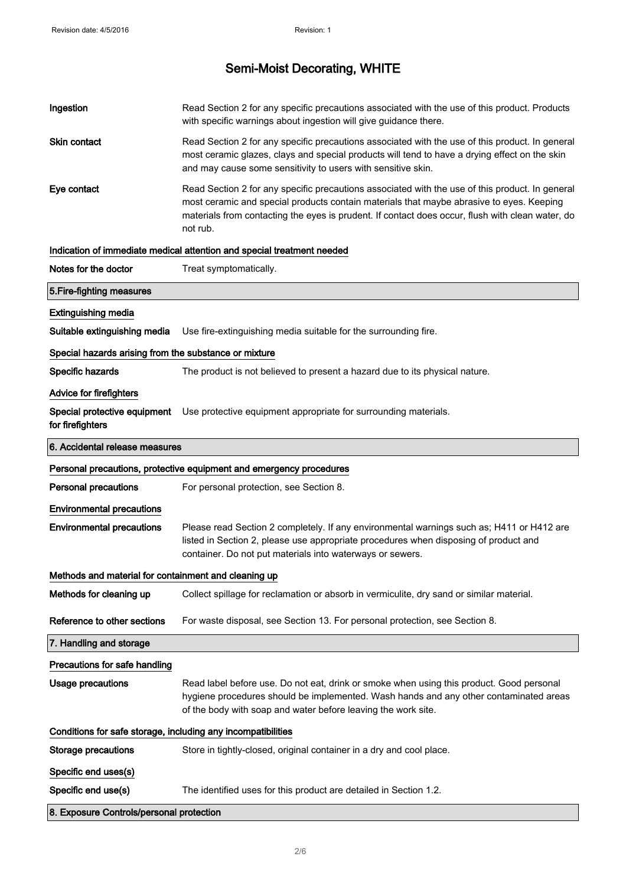# Semi-Moist Decorating, WHITE

| | |
|---|---|
| **Ingestion** | Read Section 2 for any specific precautions associated with the use of this product. Products with specific warnings about ingestion will give guidance there. |
| **Skin contact** | Read Section 2 for any specific precautions associated with the use of this product. In general most ceramic glazes, clays and special products will tend to have a drying effect on the skin and may cause some sensitivity to users with sensitive skin. |
| **Eye contact** | Read Section 2 for any specific precautions associated with the use of this product. In general most ceramic and special products contain materials that maybe abrasive to eyes. Keeping materials from contacting the eyes is prudent. If contact does occur, flush with clean water, do not rub. |

**Indication of immediate medical attention and special treatment needed**

| | |
|---|---|
| **Notes for the doctor** | Treat symptomatically. |

## 5.Fire-fighting measures

**Extinguishing media**

| | |
|---|---|
| **Suitable extinguishing media** | Use fire-extinguishing media suitable for the surrounding fire. |

**Special hazards arising from the substance or mixture**

| | |
|---|---|
| **Specific hazards** | The product is not believed to present a hazard due to its physical nature. |

**Advice for firefighters**

| | |
|---|---|
| **Special protective equipment for firefighters** | Use protective equipment appropriate for surrounding materials. |

## 6. Accidental release measures

**Personal precautions, protective equipment and emergency procedures**

| | |
|---|---|
| **Personal precautions** | For personal protection, see Section 8. |

**Environmental precautions**

| | |
|---|---|
| **Environmental precautions** | Please read Section 2 completely. If any environmental warnings such as; H411 or H412 are listed in Section 2, please use appropriate procedures when disposing of product and container. Do not put materials into waterways or sewers. |

**Methods and material for containment and cleaning up**

| | |
|---|---|
| **Methods for cleaning up** | Collect spillage for reclamation or absorb in vermiculite, dry sand or similar material. |
| **Reference to other sections** | For waste disposal, see Section 13. For personal protection, see Section 8. |

## 7. Handling and storage

**Precautions for safe handling**

| | |
|---|---|
| **Usage precautions** | Read label before use. Do not eat, drink or smoke when using this product. Good personal hygiene procedures should be implemented. Wash hands and any other contaminated areas of the body with soap and water before leaving the work site. |

**Conditions for safe storage, including any incompatibilities**

| | |
|---|---|
| **Storage precautions** | Store in tightly-closed, original container in a dry and cool place. |

**Specific end uses(s)**

| | |
|---|---|
| **Specific end use(s)** | The identified uses for this product are detailed in Section 1.2. |

## 8. Exposure Controls/personal protection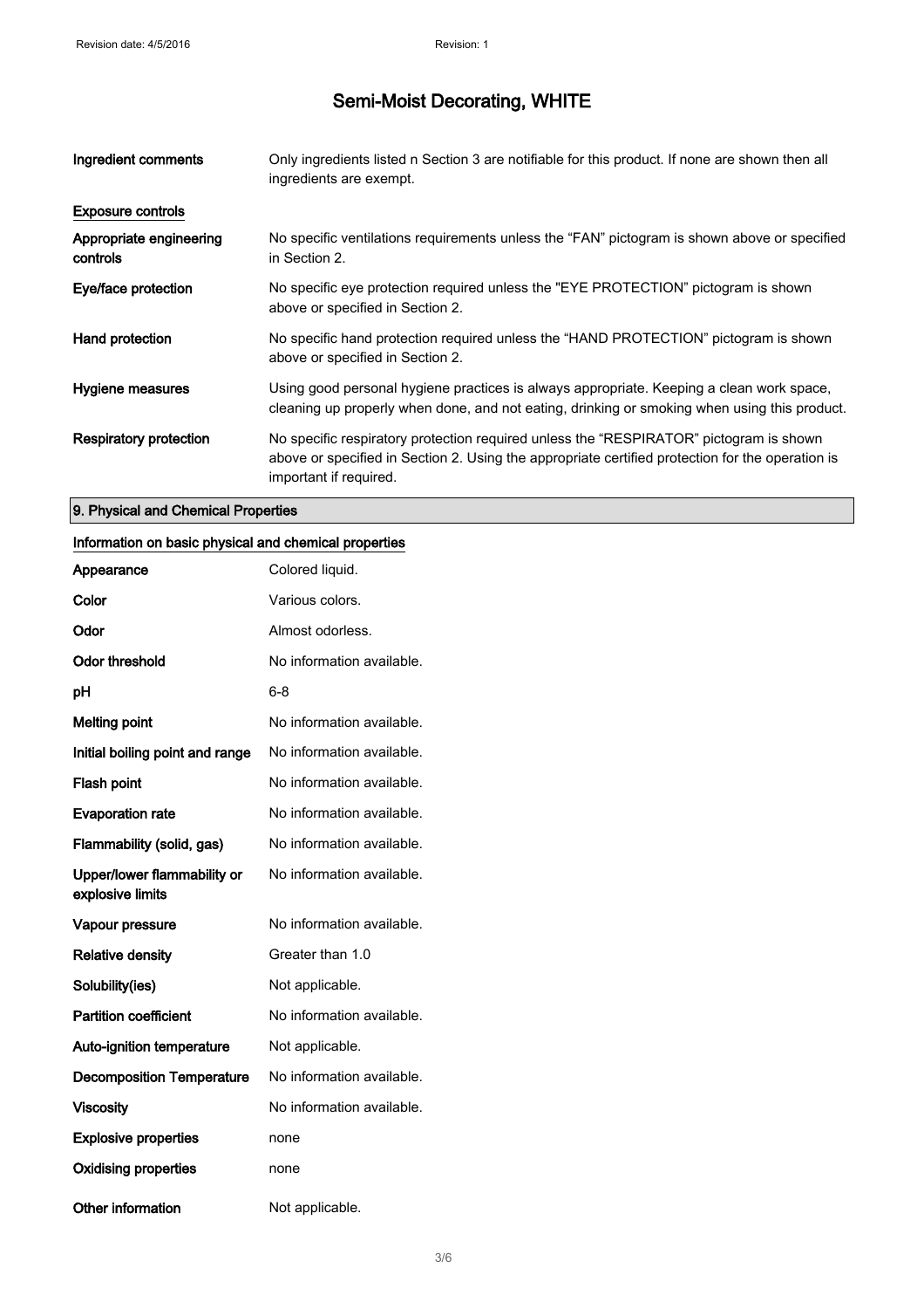# Semi-Moist Decorating, WHITE

| | |
|---|---|
| **Ingredient comments** | Only ingredients listed n Section 3 are notifiable for this product. If none are shown then all ingredients are exempt. |

**Exposure controls**

| | |
|---|---|
| **Appropriate engineering controls** | No specific ventilations requirements unless the “FAN” pictogram is shown above or specified in Section 2. |
| **Eye/face protection** | No specific eye protection required unless the "EYE PROTECTION" pictogram is shown above or specified in Section 2. |
| **Hand protection** | No specific hand protection required unless the “HAND PROTECTION” pictogram is shown above or specified in Section 2. |
| **Hygiene measures** | Using good personal hygiene practices is always appropriate. Keeping a clean work space, cleaning up properly when done, and not eating, drinking or smoking when using this product. |
| **Respiratory protection** | No specific respiratory protection required unless the “RESPIRATOR” pictogram is shown above or specified in Section 2. Using the appropriate certified protection for the operation is important if required. |

## 9. Physical and Chemical Properties

**Information on basic physical and chemical properties**

| | |
|---|---|
| **Appearance** | Colored liquid. |
| **Color** | Various colors. |
| **Odor** | Almost odorless. |
| **Odor threshold** | No information available. |
| **pH** | 6-8 |
| **Melting point** | No information available. |
| **Initial boiling point and range** | No information available. |
| **Flash point** | No information available. |
| **Evaporation rate** | No information available. |
| **Flammability (solid, gas)** | No information available. |
| **Upper/lower flammability or explosive limits** | No information available. |
| **Vapour pressure** | No information available. |
| **Relative density** | Greater than 1.0 |
| **Solubility(ies)** | Not applicable. |
| **Partition coefficient** | No information available. |
| **Auto-ignition temperature** | Not applicable. |
| **Decomposition Temperature** | No information available. |
| **Viscosity** | No information available. |
| **Explosive properties** | none |
| **Oxidising properties** | none |
| **Other information** | Not applicable. |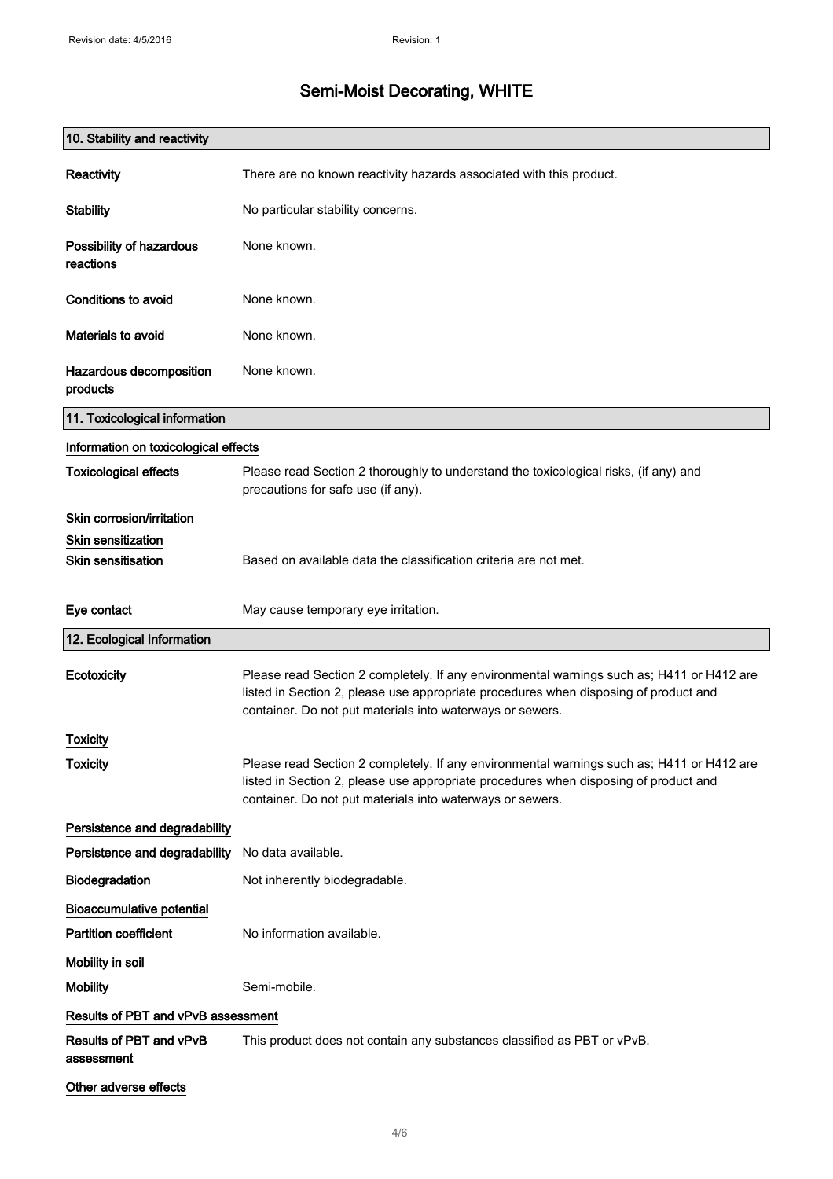# Semi-Moist Decorating, WHITE

## 10. Stability and reactivity

**Reactivity** There are no known reactivity hazards associated with this product.

**Stability** No particular stability concerns.

**Possibility of hazardous reactions** None known.

**Conditions to avoid** None known.

**Materials to avoid** None known.

**Hazardous decomposition products** None known.

## 11. Toxicological information

**Information on toxicological effects**

**Toxicological effects** Please read Section 2 thoroughly to understand the toxicological risks, (if any) and precautions for safe use (if any).

**Skin corrosion/irritation**

**Skin sensitization**

**Skin sensitisation** Based on available data the classification criteria are not met.

**Eye contact** May cause temporary eye irritation.

## 12. Ecological Information

**Ecotoxicity** Please read Section 2 completely. If any environmental warnings such as; H411 or H412 are listed in Section 2, please use appropriate procedures when disposing of product and container. Do not put materials into waterways or sewers.

**Toxicity**

**Toxicity** Please read Section 2 completely. If any environmental warnings such as; H411 or H412 are listed in Section 2, please use appropriate procedures when disposing of product and container. Do not put materials into waterways or sewers.

**Persistence and degradability**

**Persistence and degradability** No data available.

**Biodegradation** Not inherently biodegradable.

**Bioaccumulative potential**

**Partition coefficient** No information available.

**Mobility in soil**

**Mobility** Semi-mobile.

**Results of PBT and vPvB assessment**

**Results of PBT and vPvB assessment** This product does not contain any substances classified as PBT or vPvB.

**Other adverse effects**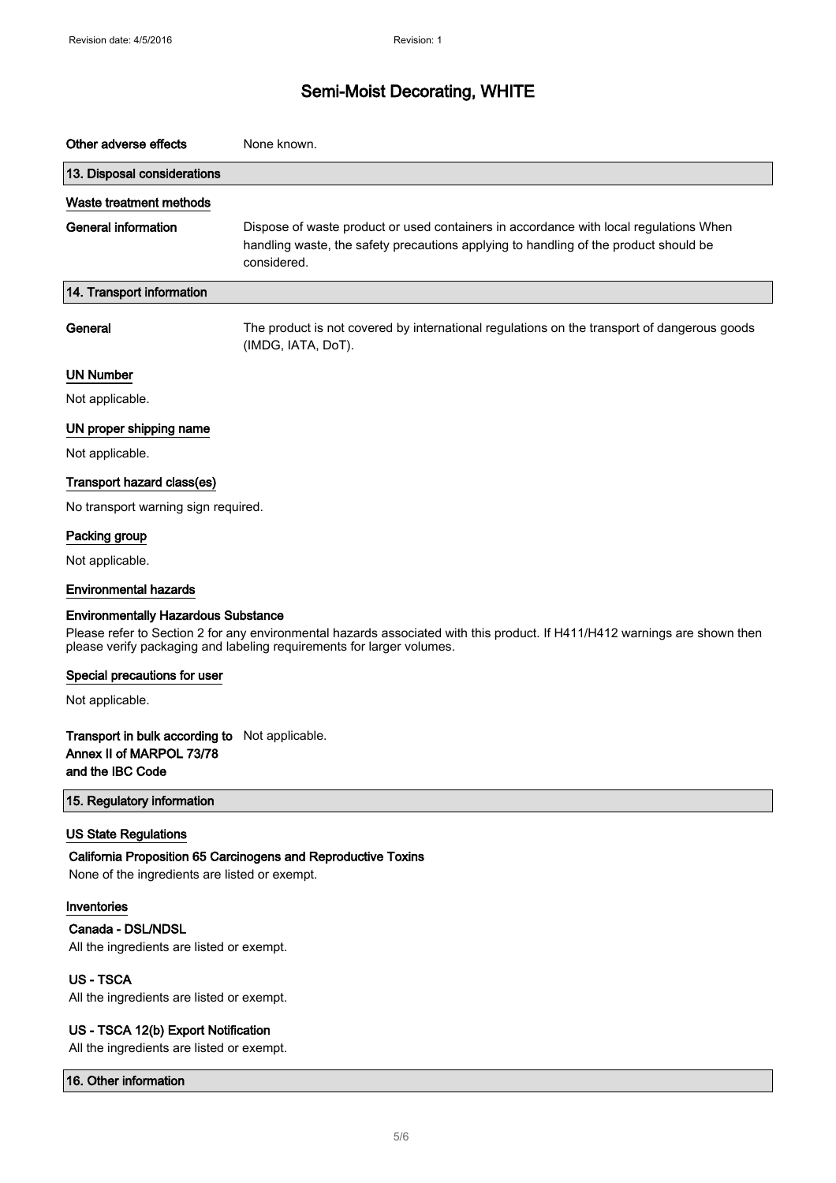# Semi-Moist Decorating, WHITE

**Other adverse effects** None known.

## 13. Disposal considerations

### Waste treatment methods

**General information** Dispose of waste product or used containers in accordance with local regulations When handling waste, the safety precautions applying to handling of the product should be considered.

## 14. Transport information

**General** The product is not covered by international regulations on the transport of dangerous goods (IMDG, IATA, DoT).

### UN Number

Not applicable.

### UN proper shipping name

Not applicable.

### Transport hazard class(es)

No transport warning sign required.

### Packing group

Not applicable.

### Environmental hazards

**Environmentally Hazardous Substance**

Please refer to Section 2 for any environmental hazards associated with this product. If H411/H412 warnings are shown then please verify packaging and labeling requirements for larger volumes.

### Special precautions for user

Not applicable.

**Transport in bulk according to Annex II of MARPOL 73/78 and the IBC Code** Not applicable.

## 15. Regulatory information

### US State Regulations

**California Proposition 65 Carcinogens and Reproductive Toxins**

None of the ingredients are listed or exempt.

### Inventories

**Canada - DSL/NDSL**

All the ingredients are listed or exempt.

**US - TSCA**

All the ingredients are listed or exempt.

**US - TSCA 12(b) Export Notification**

All the ingredients are listed or exempt.

## 16. Other information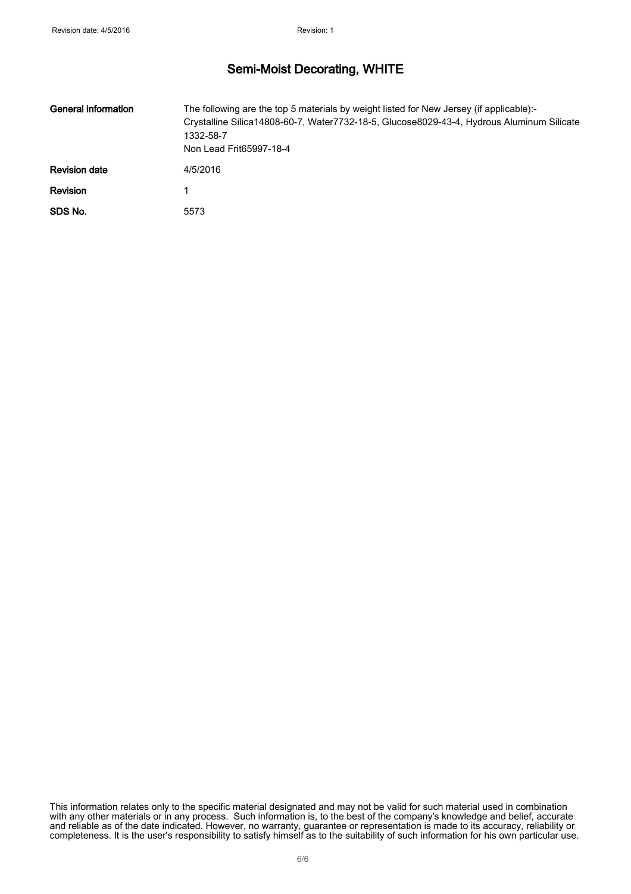# Semi-Moist Decorating, WHITE

| | |
|---|---|
| **General information** | The following are the top 5 materials by weight listed for New Jersey (if applicable):- Crystalline Silica14808-60-7, Water7732-18-5, Glucose8029-43-4, Hydrous Aluminum Silicate 1332-58-7<br>Non Lead Frit65997-18-4 |
| **Revision date** | 4/5/2016 |
| **Revision** | 1 |
| **SDS No.** | 5573 |

This information relates only to the specific material designated and may not be valid for such material used in combination with any other materials or in any process. Such information is, to the best of the company's knowledge and belief, accurate and reliable as of the date indicated. However, no warranty, guarantee or representation is made to its accuracy, reliability or completeness. It is the user's responsibility to satisfy himself as to the suitability of such information for his own particular use.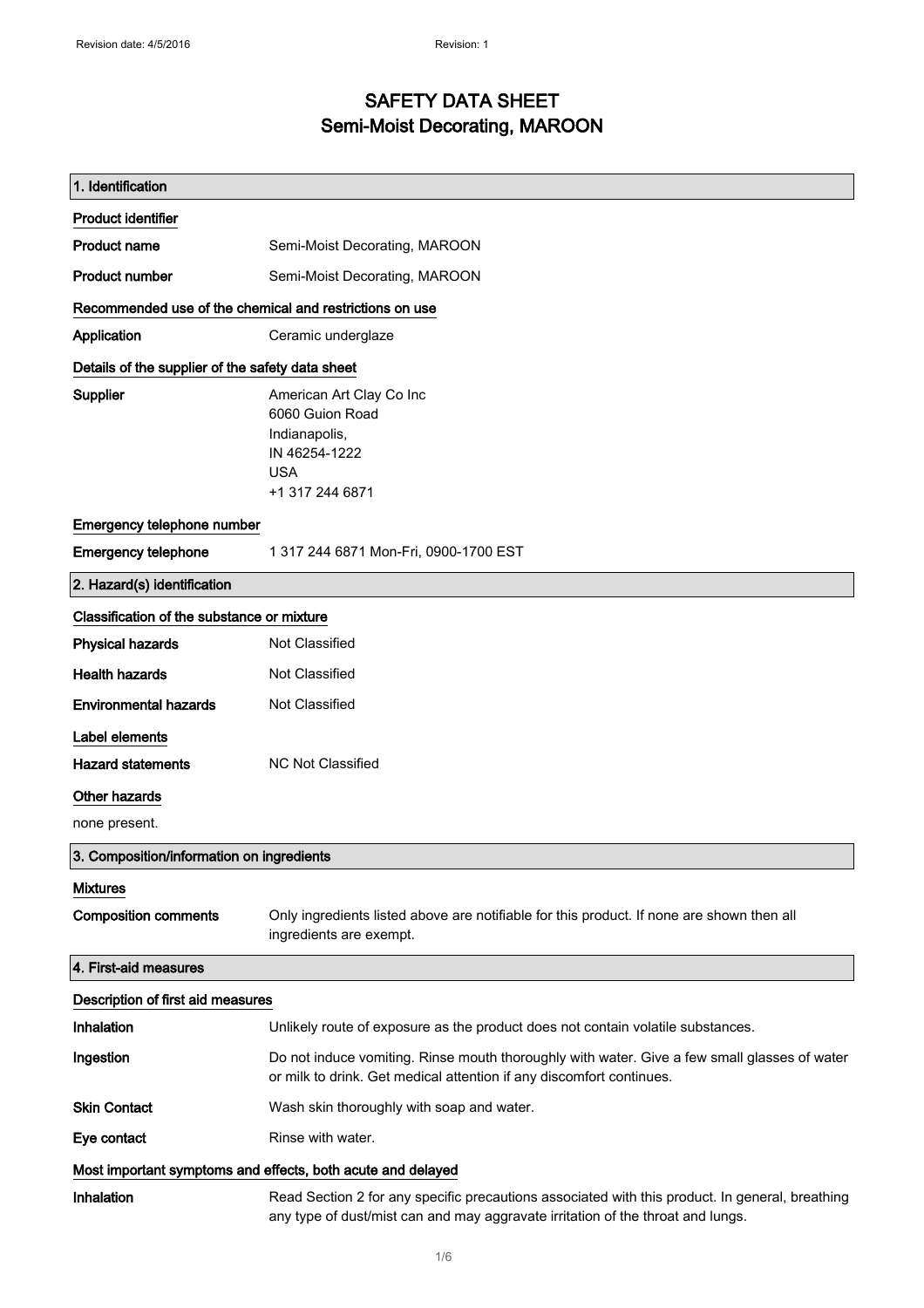# SAFETY DATA SHEET
# Semi-Moist Decorating, MAROON

## 1. Identification

### Product identifier

| | |
|---|---|
| **Product name** | Semi-Moist Decorating, MAROON |
| **Product number** | Semi-Moist Decorating, MAROON |

### Recommended use of the chemical and restrictions on use

| | |
|---|---|
| **Application** | Ceramic underglaze |

### Details of the supplier of the safety data sheet

**Supplier**
American Art Clay Co Inc
6060 Guion Road
Indianapolis,
IN 46254-1222
USA
+1 317 244 6871

### Emergency telephone number

| | |
|---|---|
| **Emergency telephone** | 1 317 244 6871 Mon-Fri, 0900-1700 EST |

## 2. Hazard(s) identification

### Classification of the substance or mixture

| | |
|---|---|
| **Physical hazards** | Not Classified |
| **Health hazards** | Not Classified |
| **Environmental hazards** | Not Classified |

### Label elements

| | |
|---|---|
| **Hazard statements** | NC Not Classified |

### Other hazards

none present.

## 3. Composition/information on ingredients

### Mixtures

| | |
|---|---|
| **Composition comments** | Only ingredients listed above are notifiable for this product. If none are shown then all ingredients are exempt. |

## 4. First-aid measures

### Description of first aid measures

| | |
|---|---|
| **Inhalation** | Unlikely route of exposure as the product does not contain volatile substances. |
| **Ingestion** | Do not induce vomiting. Rinse mouth thoroughly with water. Give a few small glasses of water or milk to drink. Get medical attention if any discomfort continues. |
| **Skin Contact** | Wash skin thoroughly with soap and water. |
| **Eye contact** | Rinse with water. |

### Most important symptoms and effects, both acute and delayed

| | |
|---|---|
| **Inhalation** | Read Section 2 for any specific precautions associated with this product. In general, breathing any type of dust/mist can and may aggravate irritation of the throat and lungs. |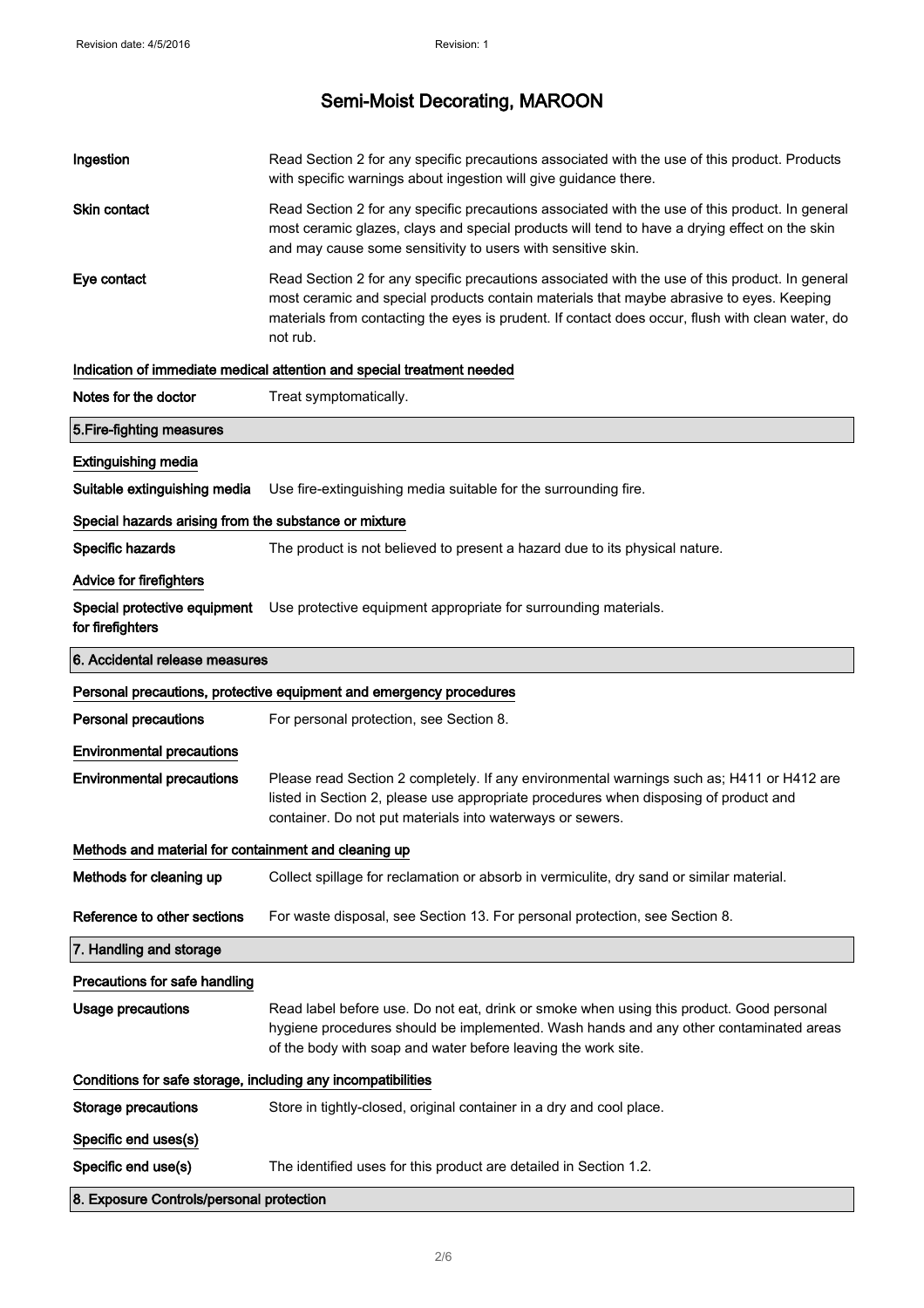# Semi-Moist Decorating, MAROON

| | |
|---|---|
| **Ingestion** | Read Section 2 for any specific precautions associated with the use of this product. Products with specific warnings about ingestion will give guidance there. |
| **Skin contact** | Read Section 2 for any specific precautions associated with the use of this product. In general most ceramic glazes, clays and special products will tend to have a drying effect on the skin and may cause some sensitivity to users with sensitive skin. |
| **Eye contact** | Read Section 2 for any specific precautions associated with the use of this product. In general most ceramic and special products contain materials that maybe abrasive to eyes. Keeping materials from contacting the eyes is prudent. If contact does occur, flush with clean water, do not rub. |

**Indication of immediate medical attention and special treatment needed**

| | |
|---|---|
| **Notes for the doctor** | Treat symptomatically. |

## 5.Fire-fighting measures

**Extinguishing media**

| | |
|---|---|
| **Suitable extinguishing media** | Use fire-extinguishing media suitable for the surrounding fire. |

**Special hazards arising from the substance or mixture**

| | |
|---|---|
| **Specific hazards** | The product is not believed to present a hazard due to its physical nature. |

**Advice for firefighters**

| | |
|---|---|
| **Special protective equipment for firefighters** | Use protective equipment appropriate for surrounding materials. |

## 6. Accidental release measures

**Personal precautions, protective equipment and emergency procedures**

| | |
|---|---|
| **Personal precautions** | For personal protection, see Section 8. |

**Environmental precautions**

| | |
|---|---|
| **Environmental precautions** | Please read Section 2 completely. If any environmental warnings such as; H411 or H412 are listed in Section 2, please use appropriate procedures when disposing of product and container. Do not put materials into waterways or sewers. |

**Methods and material for containment and cleaning up**

| | |
|---|---|
| **Methods for cleaning up** | Collect spillage for reclamation or absorb in vermiculite, dry sand or similar material. |
| **Reference to other sections** | For waste disposal, see Section 13. For personal protection, see Section 8. |

## 7. Handling and storage

**Precautions for safe handling**

| | |
|---|---|
| **Usage precautions** | Read label before use. Do not eat, drink or smoke when using this product. Good personal hygiene procedures should be implemented. Wash hands and any other contaminated areas of the body with soap and water before leaving the work site. |

**Conditions for safe storage, including any incompatibilities**

| | |
|---|---|
| **Storage precautions** | Store in tightly-closed, original container in a dry and cool place. |

**Specific end uses(s)**

| | |
|---|---|
| **Specific end use(s)** | The identified uses for this product are detailed in Section 1.2. |

## 8. Exposure Controls/personal protection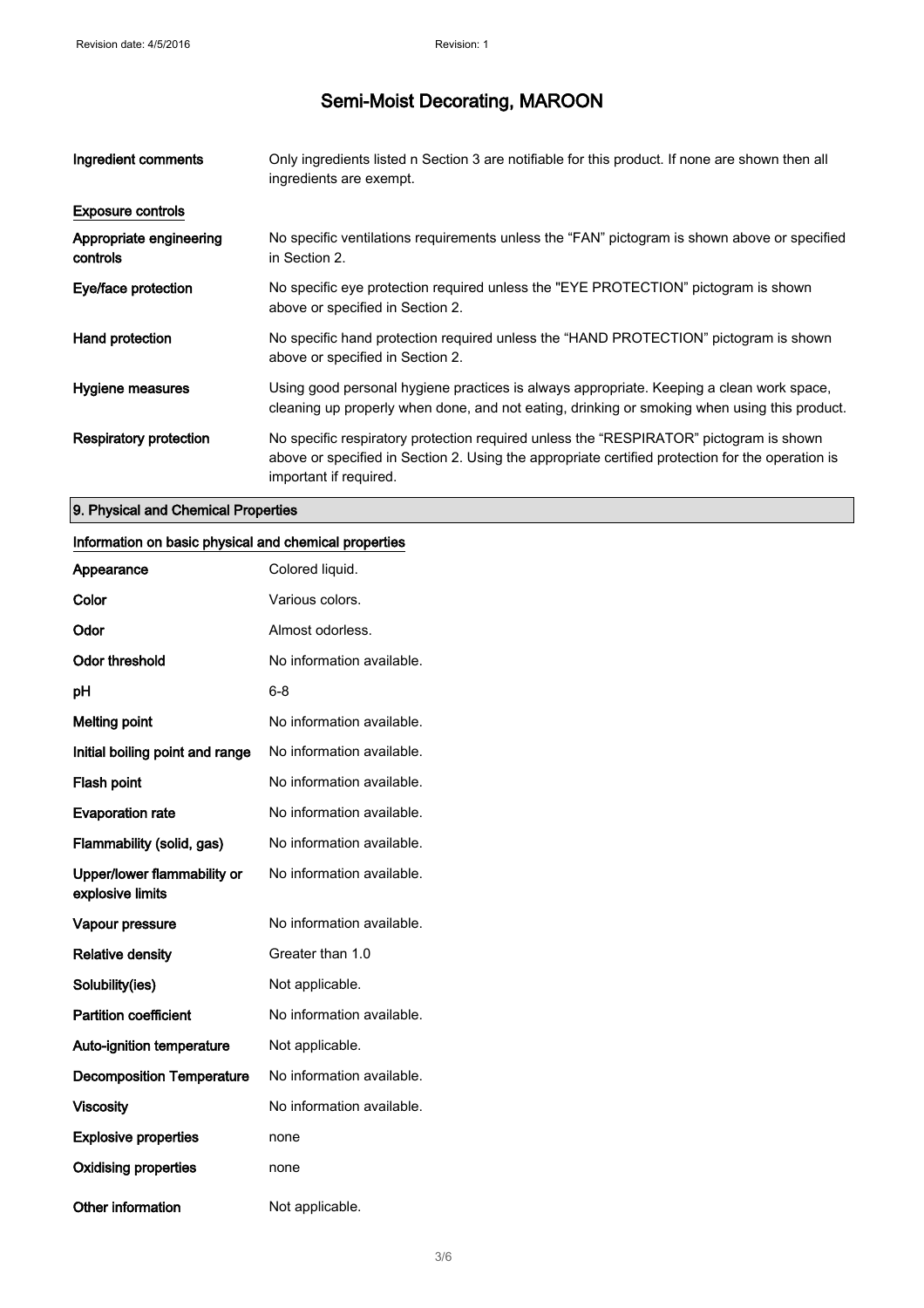# Semi-Moist Decorating, MAROON

| | |
|---|---|
| **Ingredient comments** | Only ingredients listed n Section 3 are notifiable for this product. If none are shown then all ingredients are exempt. |

**Exposure controls**

| | |
|---|---|
| **Appropriate engineering controls** | No specific ventilations requirements unless the “FAN” pictogram is shown above or specified in Section 2. |
| **Eye/face protection** | No specific eye protection required unless the "EYE PROTECTION” pictogram is shown above or specified in Section 2. |
| **Hand protection** | No specific hand protection required unless the “HAND PROTECTION” pictogram is shown above or specified in Section 2. |
| **Hygiene measures** | Using good personal hygiene practices is always appropriate. Keeping a clean work space, cleaning up properly when done, and not eating, drinking or smoking when using this product. |
| **Respiratory protection** | No specific respiratory protection required unless the “RESPIRATOR” pictogram is shown above or specified in Section 2. Using the appropriate certified protection for the operation is important if required. |

## 9. Physical and Chemical Properties

**Information on basic physical and chemical properties**

| | |
|---|---|
| **Appearance** | Colored liquid. |
| **Color** | Various colors. |
| **Odor** | Almost odorless. |
| **Odor threshold** | No information available. |
| **pH** | 6-8 |
| **Melting point** | No information available. |
| **Initial boiling point and range** | No information available. |
| **Flash point** | No information available. |
| **Evaporation rate** | No information available. |
| **Flammability (solid, gas)** | No information available. |
| **Upper/lower flammability or explosive limits** | No information available. |
| **Vapour pressure** | No information available. |
| **Relative density** | Greater than 1.0 |
| **Solubility(ies)** | Not applicable. |
| **Partition coefficient** | No information available. |
| **Auto-ignition temperature** | Not applicable. |
| **Decomposition Temperature** | No information available. |
| **Viscosity** | No information available. |
| **Explosive properties** | none |
| **Oxidising properties** | none |
| **Other information** | Not applicable. |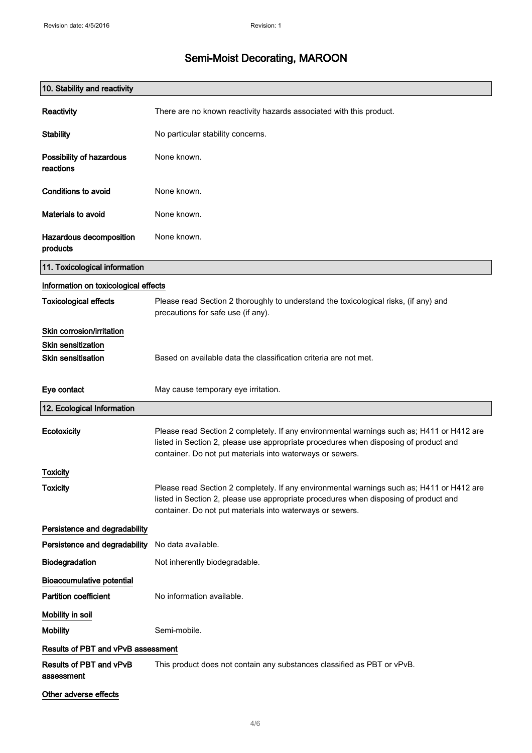# Semi-Moist Decorating, MAROON

## 10. Stability and reactivity

**Reactivity** There are no known reactivity hazards associated with this product.

**Stability** No particular stability concerns.

**Possibility of hazardous reactions** None known.

**Conditions to avoid** None known.

**Materials to avoid** None known.

**Hazardous decomposition products** None known.

## 11. Toxicological information

### Information on toxicological effects

**Toxicological effects** Please read Section 2 thoroughly to understand the toxicological risks, (if any) and precautions for safe use (if any).

### Skin corrosion/irritation

### Skin sensitization

**Skin sensitisation** Based on available data the classification criteria are not met.

**Eye contact** May cause temporary eye irritation.

## 12. Ecological Information

**Ecotoxicity** Please read Section 2 completely. If any environmental warnings such as; H411 or H412 are listed in Section 2, please use appropriate procedures when disposing of product and container. Do not put materials into waterways or sewers.

### Toxicity

**Toxicity** Please read Section 2 completely. If any environmental warnings such as; H411 or H412 are listed in Section 2, please use appropriate procedures when disposing of product and container. Do not put materials into waterways or sewers.

### Persistence and degradability

**Persistence and degradability** No data available.

**Biodegradation** Not inherently biodegradable.

### Bioaccumulative potential

**Partition coefficient** No information available.

### Mobility in soil

**Mobility** Semi-mobile.

### Results of PBT and vPvB assessment

**Results of PBT and vPvB assessment** This product does not contain any substances classified as PBT or vPvB.

### Other adverse effects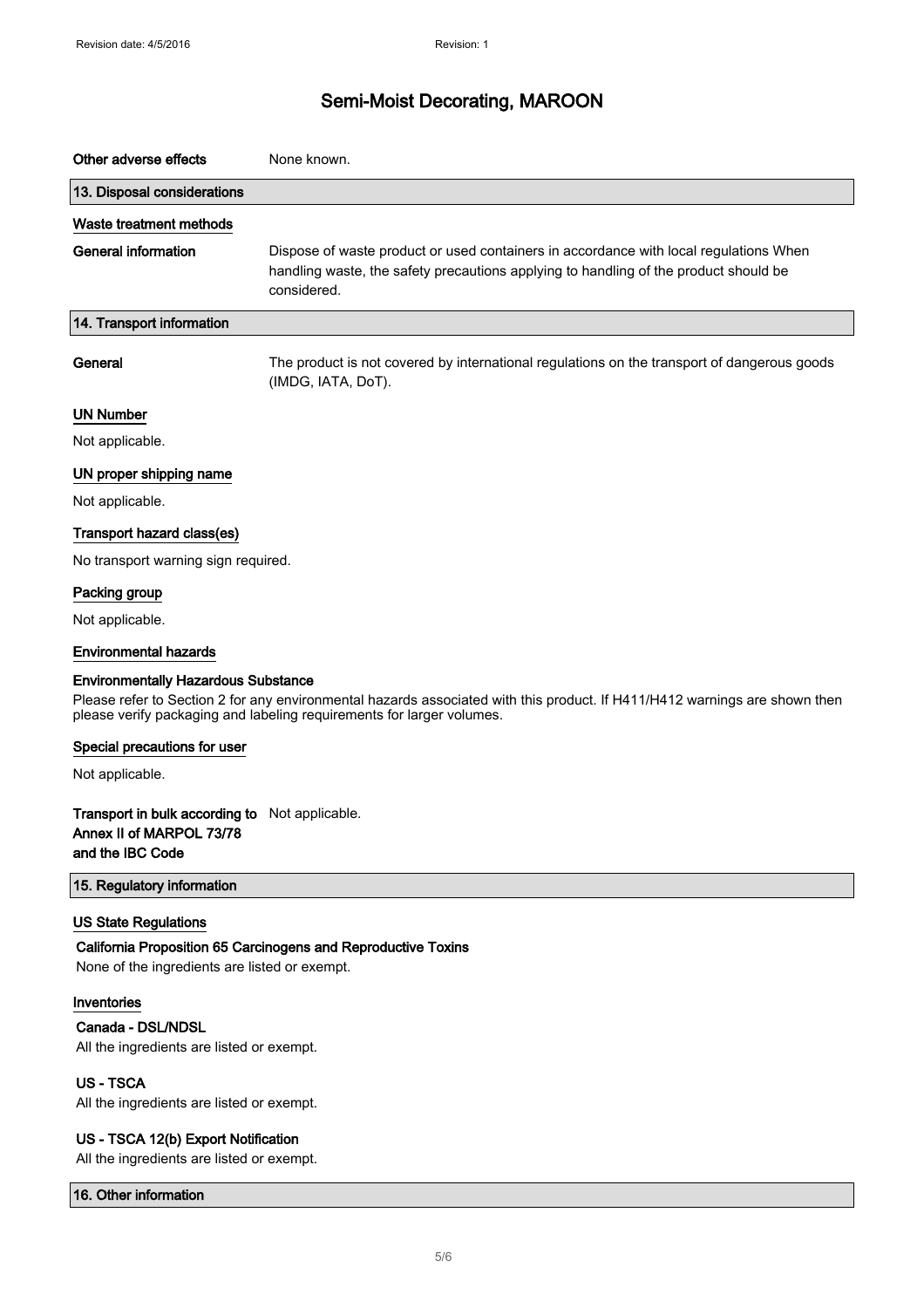# Semi-Moist Decorating, MAROON

| | |
|---|---|
| **Other adverse effects** | None known. |

## 13. Disposal considerations

### Waste treatment methods

| | |
|---|---|
| **General information** | Dispose of waste product or used containers in accordance with local regulations When handling waste, the safety precautions applying to handling of the product should be considered. |

## 14. Transport information

| | |
|---|---|
| **General** | The product is not covered by international regulations on the transport of dangerous goods (IMDG, IATA, DoT). |

### UN Number

Not applicable.

### UN proper shipping name

Not applicable.

### Transport hazard class(es)

No transport warning sign required.

### Packing group

Not applicable.

### Environmental hazards

**Environmentally Hazardous Substance**

Please refer to Section 2 for any environmental hazards associated with this product. If H411/H412 warnings are shown then please verify packaging and labeling requirements for larger volumes.

### Special precautions for user

Not applicable.

| | |
|---|---|
| **Transport in bulk according to Annex II of MARPOL 73/78 and the IBC Code** | Not applicable. |

## 15. Regulatory information

### US State Regulations

**California Proposition 65 Carcinogens and Reproductive Toxins**

None of the ingredients are listed or exempt.

### Inventories

**Canada - DSL/NDSL**

All the ingredients are listed or exempt.

**US - TSCA**

All the ingredients are listed or exempt.

**US - TSCA 12(b) Export Notification**

All the ingredients are listed or exempt.

## 16. Other information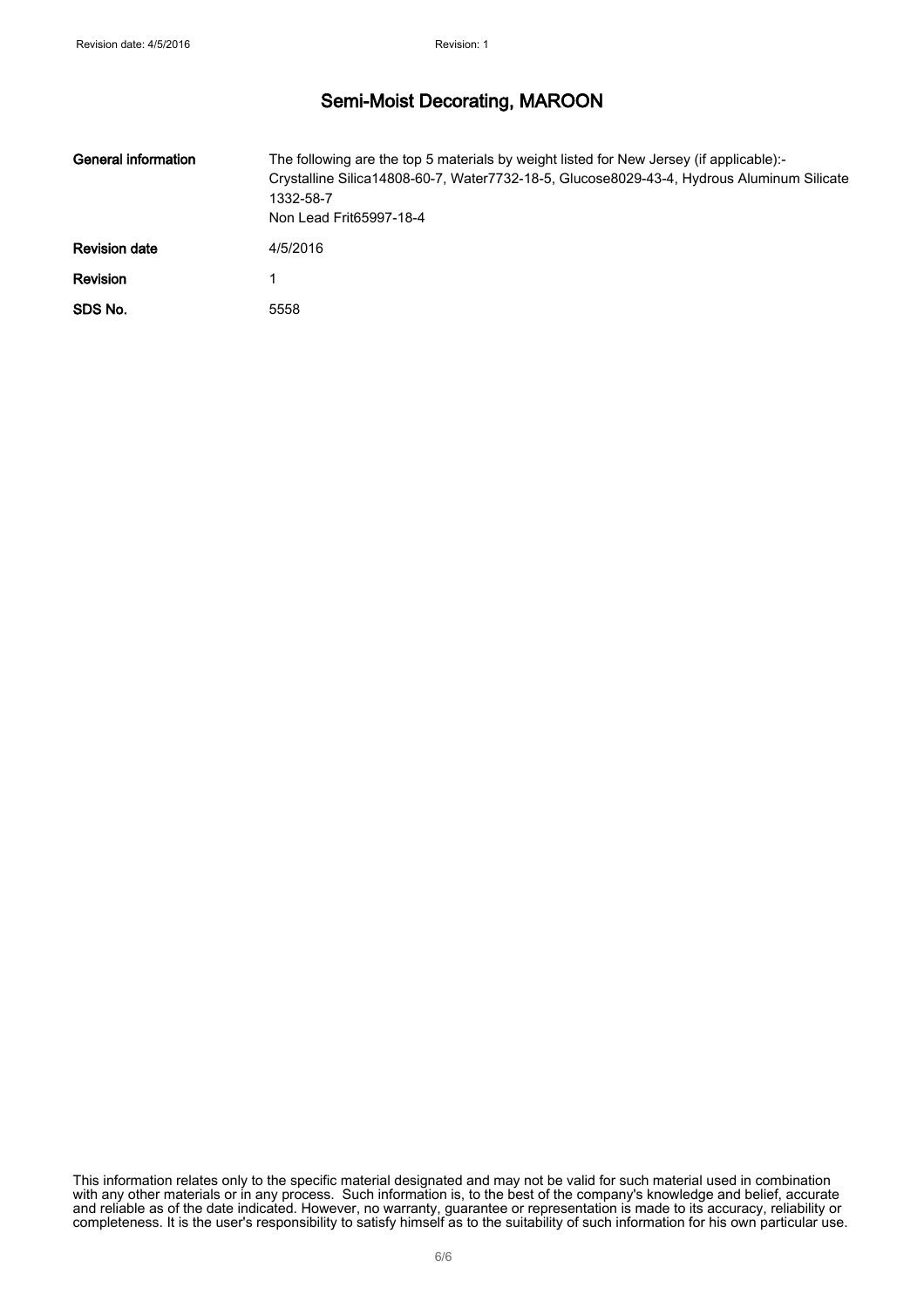# Semi-Moist Decorating, MAROON

| | |
|---|---|
| **General information** | The following are the top 5 materials by weight listed for New Jersey (if applicable):- Crystalline Silica14808-60-7, Water7732-18-5, Glucose8029-43-4, Hydrous Aluminum Silicate 1332-58-7 Non Lead Frit65997-18-4 |
| **Revision date** | 4/5/2016 |
| **Revision** | 1 |
| **SDS No.** | 5558 |

This information relates only to the specific material designated and may not be valid for such material used in combination with any other materials or in any process. Such information is, to the best of the company's knowledge and belief, accurate and reliable as of the date indicated. However, no warranty, guarantee or representation is made to its accuracy, reliability or completeness. It is the user's responsibility to satisfy himself as to the suitability of such information for his own particular use.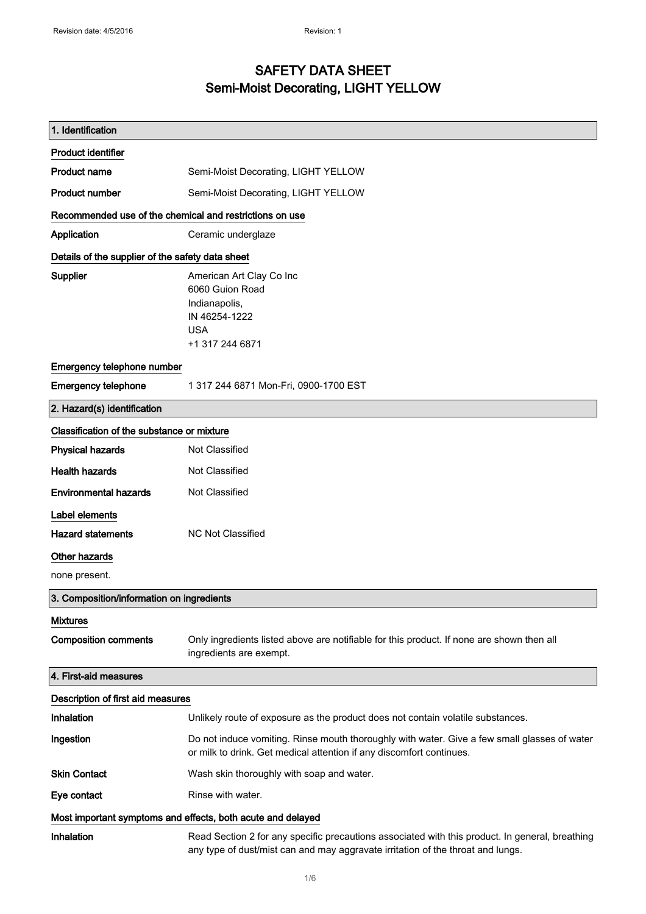# SAFETY DATA SHEET
# Semi-Moist Decorating, LIGHT YELLOW

## 1. Identification

### Product identifier

| | |
|---|---|
| **Product name** | Semi-Moist Decorating, LIGHT YELLOW |
| **Product number** | Semi-Moist Decorating, LIGHT YELLOW |

### Recommended use of the chemical and restrictions on use

| | |
|---|---|
| **Application** | Ceramic underglaze |

### Details of the supplier of the safety data sheet

| | |
|---|---|
| **Supplier** | American Art Clay Co Inc<br>6060 Guion Road<br>Indianapolis,<br>IN 46254-1222<br>USA<br>+1 317 244 6871 |

### Emergency telephone number

| | |
|---|---|
| **Emergency telephone** | 1 317 244 6871 Mon-Fri, 0900-1700 EST |

## 2. Hazard(s) identification

### Classification of the substance or mixture

| | |
|---|---|
| **Physical hazards** | Not Classified |
| **Health hazards** | Not Classified |
| **Environmental hazards** | Not Classified |

### Label elements

| | |
|---|---|
| **Hazard statements** | NC Not Classified |

### Other hazards

none present.

## 3. Composition/information on ingredients

### Mixtures

| | |
|---|---|
| **Composition comments** | Only ingredients listed above are notifiable for this product. If none are shown then all ingredients are exempt. |

## 4. First-aid measures

### Description of first aid measures

| | |
|---|---|
| **Inhalation** | Unlikely route of exposure as the product does not contain volatile substances. |
| **Ingestion** | Do not induce vomiting. Rinse mouth thoroughly with water. Give a few small glasses of water or milk to drink. Get medical attention if any discomfort continues. |
| **Skin Contact** | Wash skin thoroughly with soap and water. |
| **Eye contact** | Rinse with water. |

### Most important symptoms and effects, both acute and delayed

| | |
|---|---|
| **Inhalation** | Read Section 2 for any specific precautions associated with this product. In general, breathing any type of dust/mist can and may aggravate irritation of the throat and lungs. |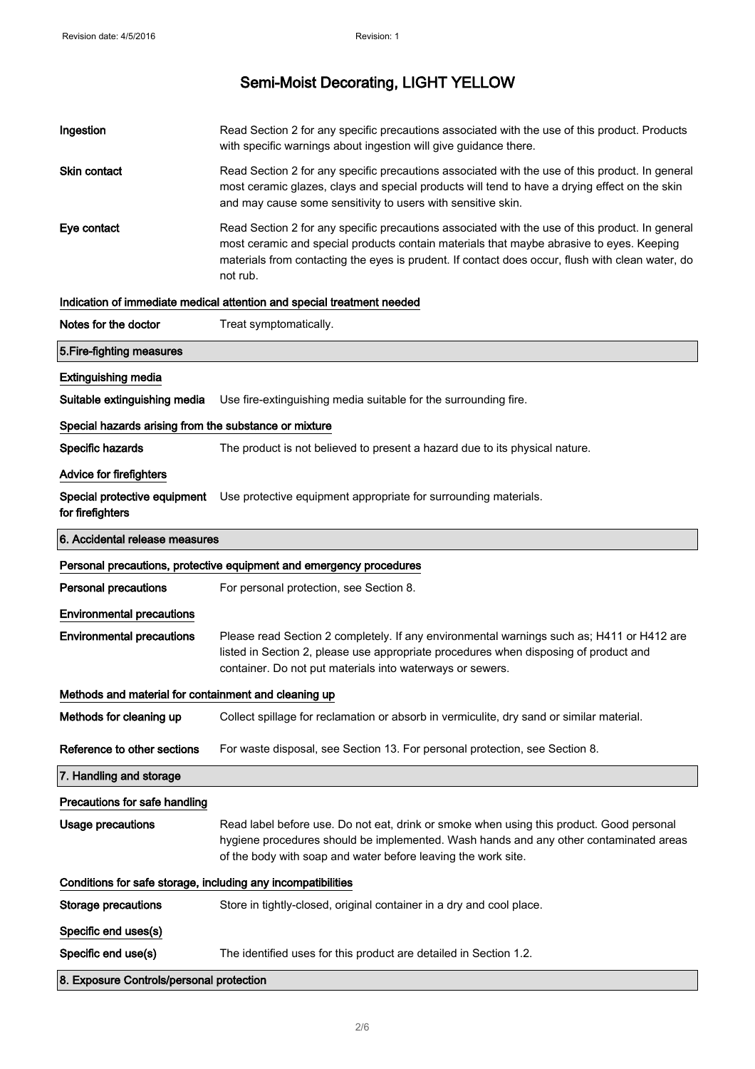# Semi-Moist Decorating, LIGHT YELLOW

**Ingestion** Read Section 2 for any specific precautions associated with the use of this product. Products with specific warnings about ingestion will give guidance there.

**Skin contact** Read Section 2 for any specific precautions associated with the use of this product. In general most ceramic glazes, clays and special products will tend to have a drying effect on the skin and may cause some sensitivity to users with sensitive skin.

**Eye contact** Read Section 2 for any specific precautions associated with the use of this product. In general most ceramic and special products contain materials that maybe abrasive to eyes. Keeping materials from contacting the eyes is prudent. If contact does occur, flush with clean water, do not rub.

### Indication of immediate medical attention and special treatment needed

**Notes for the doctor** Treat symptomatically.

## 5.Fire-fighting measures

### Extinguishing media

**Suitable extinguishing media** Use fire-extinguishing media suitable for the surrounding fire.

### Special hazards arising from the substance or mixture

**Specific hazards** The product is not believed to present a hazard due to its physical nature.

### Advice for firefighters

**Special protective equipment for firefighters** Use protective equipment appropriate for surrounding materials.

## 6. Accidental release measures

### Personal precautions, protective equipment and emergency procedures

**Personal precautions** For personal protection, see Section 8.

### Environmental precautions

**Environmental precautions** Please read Section 2 completely. If any environmental warnings such as; H411 or H412 are listed in Section 2, please use appropriate procedures when disposing of product and container. Do not put materials into waterways or sewers.

### Methods and material for containment and cleaning up

**Methods for cleaning up** Collect spillage for reclamation or absorb in vermiculite, dry sand or similar material.

**Reference to other sections** For waste disposal, see Section 13. For personal protection, see Section 8.

## 7. Handling and storage

### Precautions for safe handling

**Usage precautions** Read label before use. Do not eat, drink or smoke when using this product. Good personal hygiene procedures should be implemented. Wash hands and any other contaminated areas of the body with soap and water before leaving the work site.

### Conditions for safe storage, including any incompatibilities

**Storage precautions** Store in tightly-closed, original container in a dry and cool place.

### Specific end uses(s)

**Specific end use(s)** The identified uses for this product are detailed in Section 1.2.

## 8. Exposure Controls/personal protection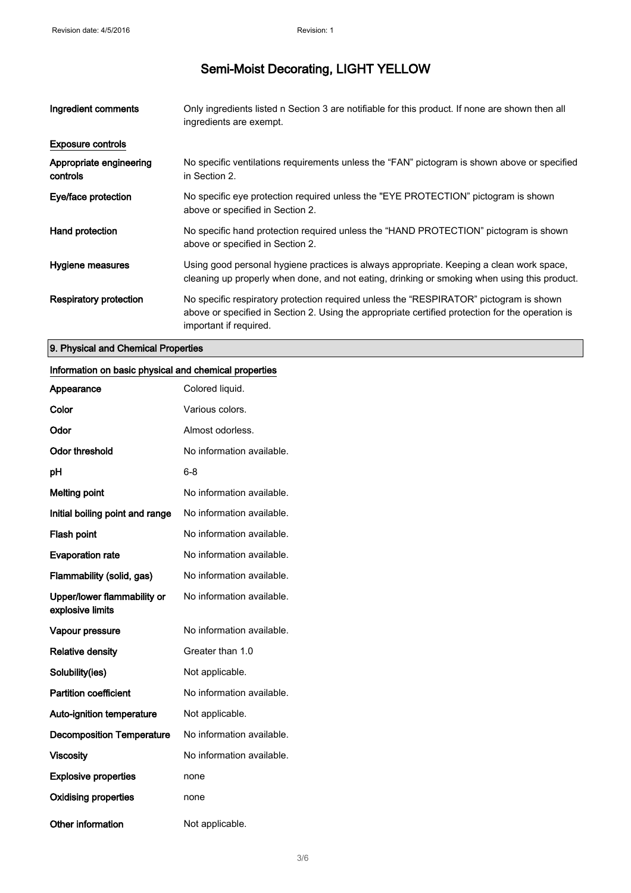| | |
|---|---|
| **Ingredient comments** | Only ingredients listed n Section 3 are notifiable for this product. If none are shown then all ingredients are exempt. |

**Exposure controls**

| | |
|---|---|
| **Appropriate engineering controls** | No specific ventilations requirements unless the “FAN” pictogram is shown above or specified in Section 2. |
| **Eye/face protection** | No specific eye protection required unless the "EYE PROTECTION" pictogram is shown above or specified in Section 2. |
| **Hand protection** | No specific hand protection required unless the “HAND PROTECTION” pictogram is shown above or specified in Section 2. |
| **Hygiene measures** | Using good personal hygiene practices is always appropriate. Keeping a clean work space, cleaning up properly when done, and not eating, drinking or smoking when using this product. |
| **Respiratory protection** | No specific respiratory protection required unless the “RESPIRATOR” pictogram is shown above or specified in Section 2. Using the appropriate certified protection for the operation is important if required. |

## 9. Physical and Chemical Properties

**Information on basic physical and chemical properties**

| | |
|---|---|
| **Appearance** | Colored liquid. |
| **Color** | Various colors. |
| **Odor** | Almost odorless. |
| **Odor threshold** | No information available. |
| **pH** | 6-8 |
| **Melting point** | No information available. |
| **Initial boiling point and range** | No information available. |
| **Flash point** | No information available. |
| **Evaporation rate** | No information available. |
| **Flammability (solid, gas)** | No information available. |
| **Upper/lower flammability or explosive limits** | No information available. |
| **Vapour pressure** | No information available. |
| **Relative density** | Greater than 1.0 |
| **Solubility(ies)** | Not applicable. |
| **Partition coefficient** | No information available. |
| **Auto-ignition temperature** | Not applicable. |
| **Decomposition Temperature** | No information available. |
| **Viscosity** | No information available. |
| **Explosive properties** | none |
| **Oxidising properties** | none |
| **Other information** | Not applicable. |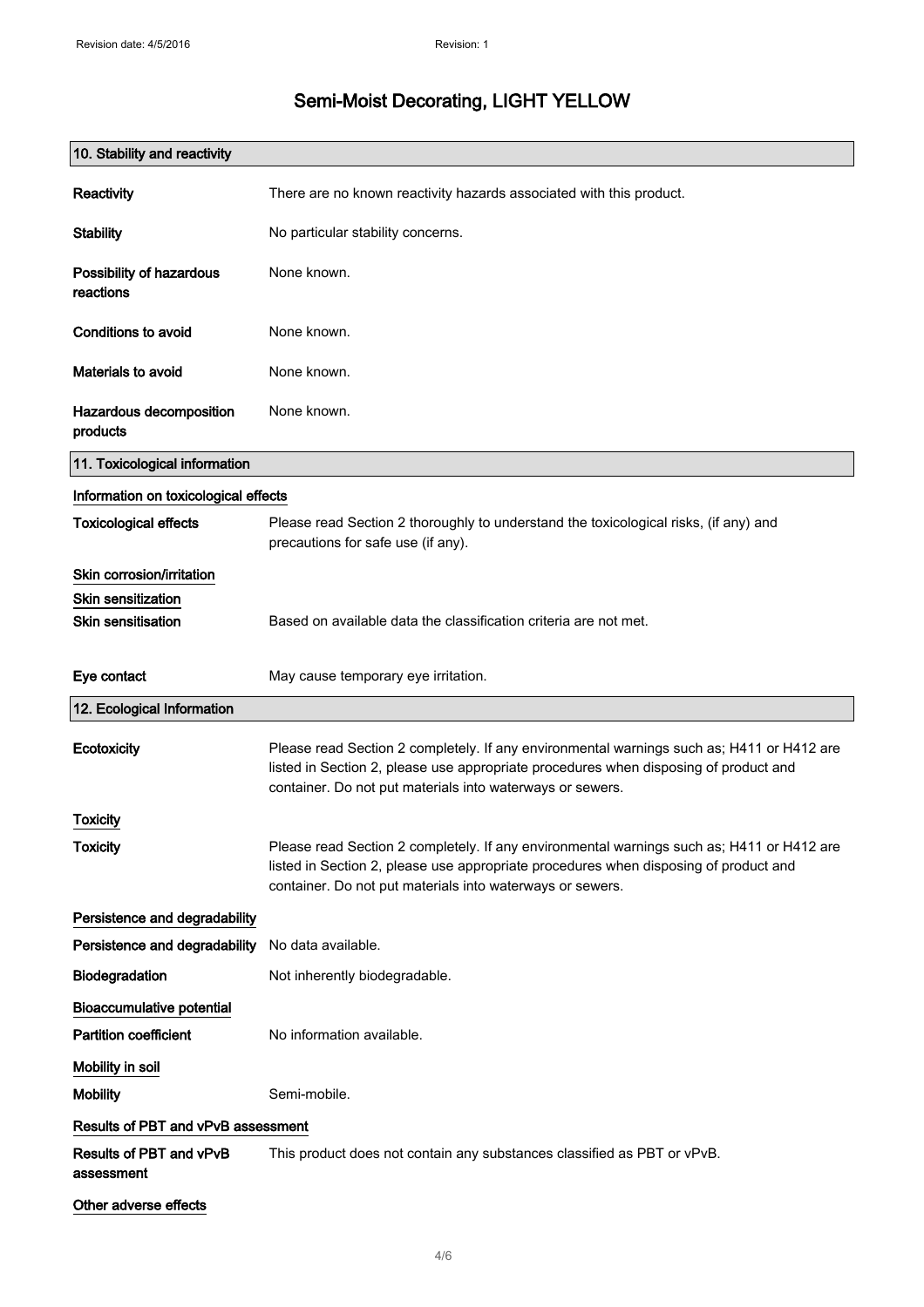# Semi-Moist Decorating, LIGHT YELLOW

## 10. Stability and reactivity

**Reactivity** There are no known reactivity hazards associated with this product.

**Stability** No particular stability concerns.

**Possibility of hazardous reactions** None known.

**Conditions to avoid** None known.

**Materials to avoid** None known.

**Hazardous decomposition products** None known.

## 11. Toxicological information

### Information on toxicological effects

**Toxicological effects** Please read Section 2 thoroughly to understand the toxicological risks, (if any) and precautions for safe use (if any).

### Skin corrosion/irritation

### Skin sensitization

**Skin sensitisation** Based on available data the classification criteria are not met.

**Eye contact** May cause temporary eye irritation.

## 12. Ecological Information

**Ecotoxicity** Please read Section 2 completely. If any environmental warnings such as; H411 or H412 are listed in Section 2, please use appropriate procedures when disposing of product and container. Do not put materials into waterways or sewers.

### Toxicity

**Toxicity** Please read Section 2 completely. If any environmental warnings such as; H411 or H412 are listed in Section 2, please use appropriate procedures when disposing of product and container. Do not put materials into waterways or sewers.

### Persistence and degradability

**Persistence and degradability** No data available.

**Biodegradation** Not inherently biodegradable.

### Bioaccumulative potential

**Partition coefficient** No information available.

### Mobility in soil

**Mobility** Semi-mobile.

### Results of PBT and vPvB assessment

**Results of PBT and vPvB assessment** This product does not contain any substances classified as PBT or vPvB.

### Other adverse effects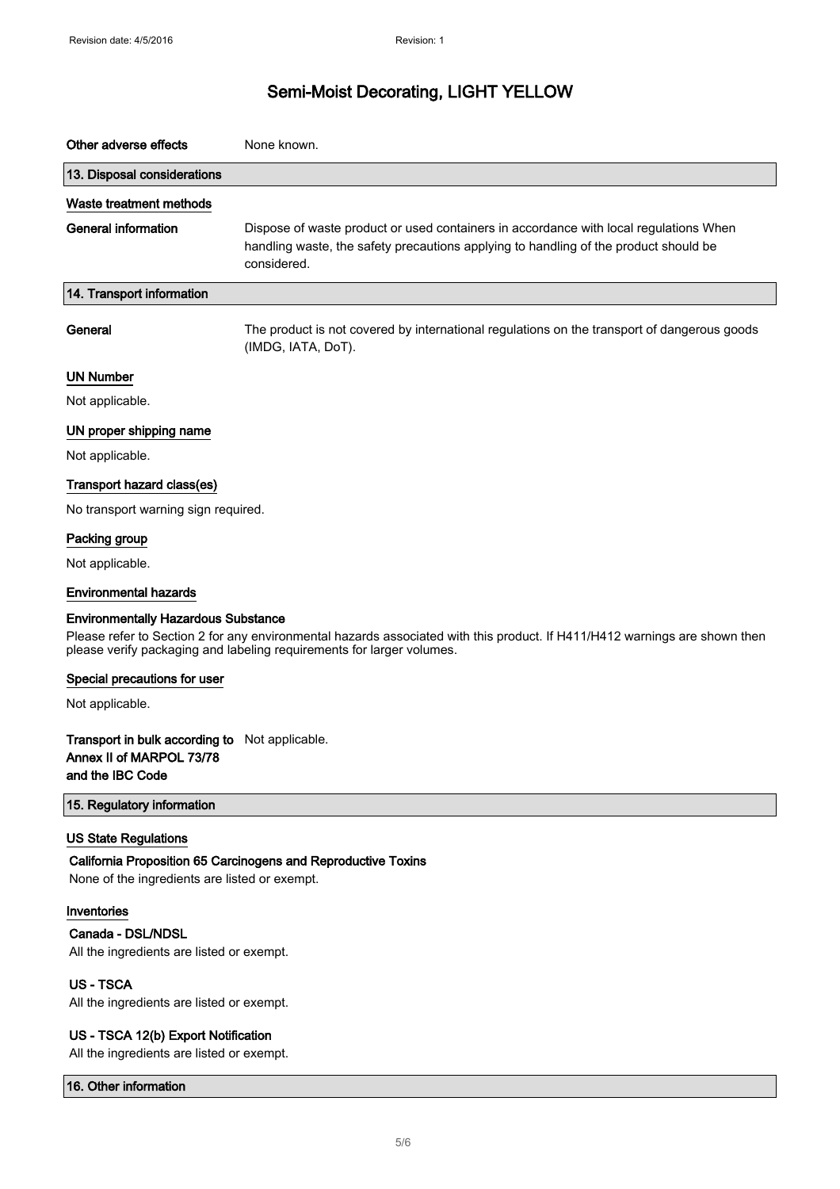# Semi-Moist Decorating, LIGHT YELLOW

**Other adverse effects** None known.

## 13. Disposal considerations

### Waste treatment methods

**General information** Dispose of waste product or used containers in accordance with local regulations When handling waste, the safety precautions applying to handling of the product should be considered.

## 14. Transport information

**General** The product is not covered by international regulations on the transport of dangerous goods (IMDG, IATA, DoT).

### UN Number

Not applicable.

### UN proper shipping name

Not applicable.

### Transport hazard class(es)

No transport warning sign required.

### Packing group

Not applicable.

### Environmental hazards

**Environmentally Hazardous Substance**

Please refer to Section 2 for any environmental hazards associated with this product. If H411/H412 warnings are shown then please verify packaging and labeling requirements for larger volumes.

### Special precautions for user

Not applicable.

**Transport in bulk according to Annex II of MARPOL 73/78 and the IBC Code** Not applicable.

## 15. Regulatory information

### US State Regulations

**California Proposition 65 Carcinogens and Reproductive Toxins**

None of the ingredients are listed or exempt.

### Inventories

**Canada - DSL/NDSL**

All the ingredients are listed or exempt.

**US - TSCA**

All the ingredients are listed or exempt.

**US - TSCA 12(b) Export Notification**

All the ingredients are listed or exempt.

## 16. Other information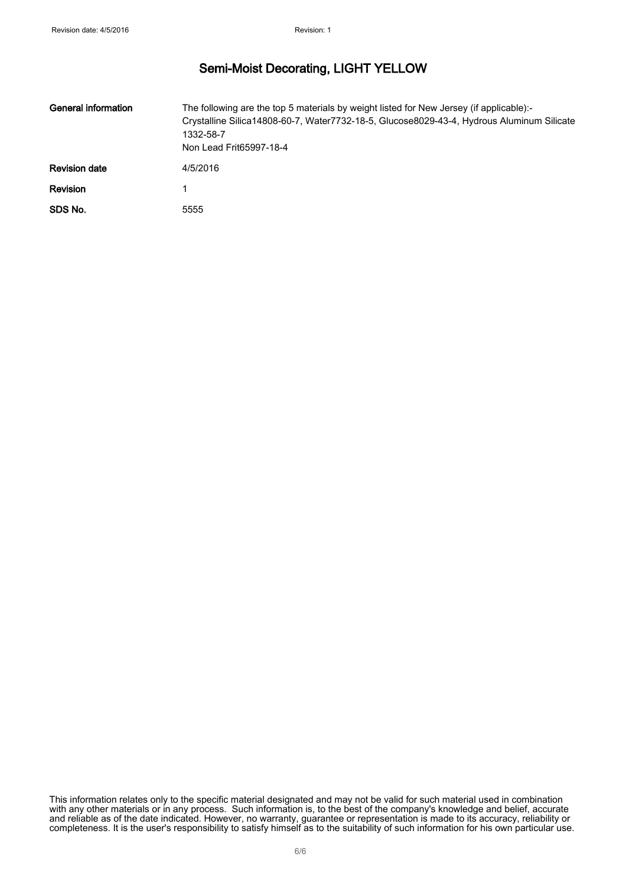# Semi-Moist Decorating, LIGHT YELLOW

| | |
|---|---|
| **General information** | The following are the top 5 materials by weight listed for New Jersey (if applicable):- Crystalline Silica14808-60-7, Water7732-18-5, Glucose8029-43-4, Hydrous Aluminum Silicate 1332-58-7<br>Non Lead Frit65997-18-4 |
| **Revision date** | 4/5/2016 |
| **Revision** | 1 |
| **SDS No.** | 5555 |

This information relates only to the specific material designated and may not be valid for such material used in combination with any other materials or in any process. Such information is, to the best of the company's knowledge and belief, accurate and reliable as of the date indicated. However, no warranty, guarantee or representation is made to its accuracy, reliability or completeness. It is the user's responsibility to satisfy himself as to the suitability of such information for his own particular use.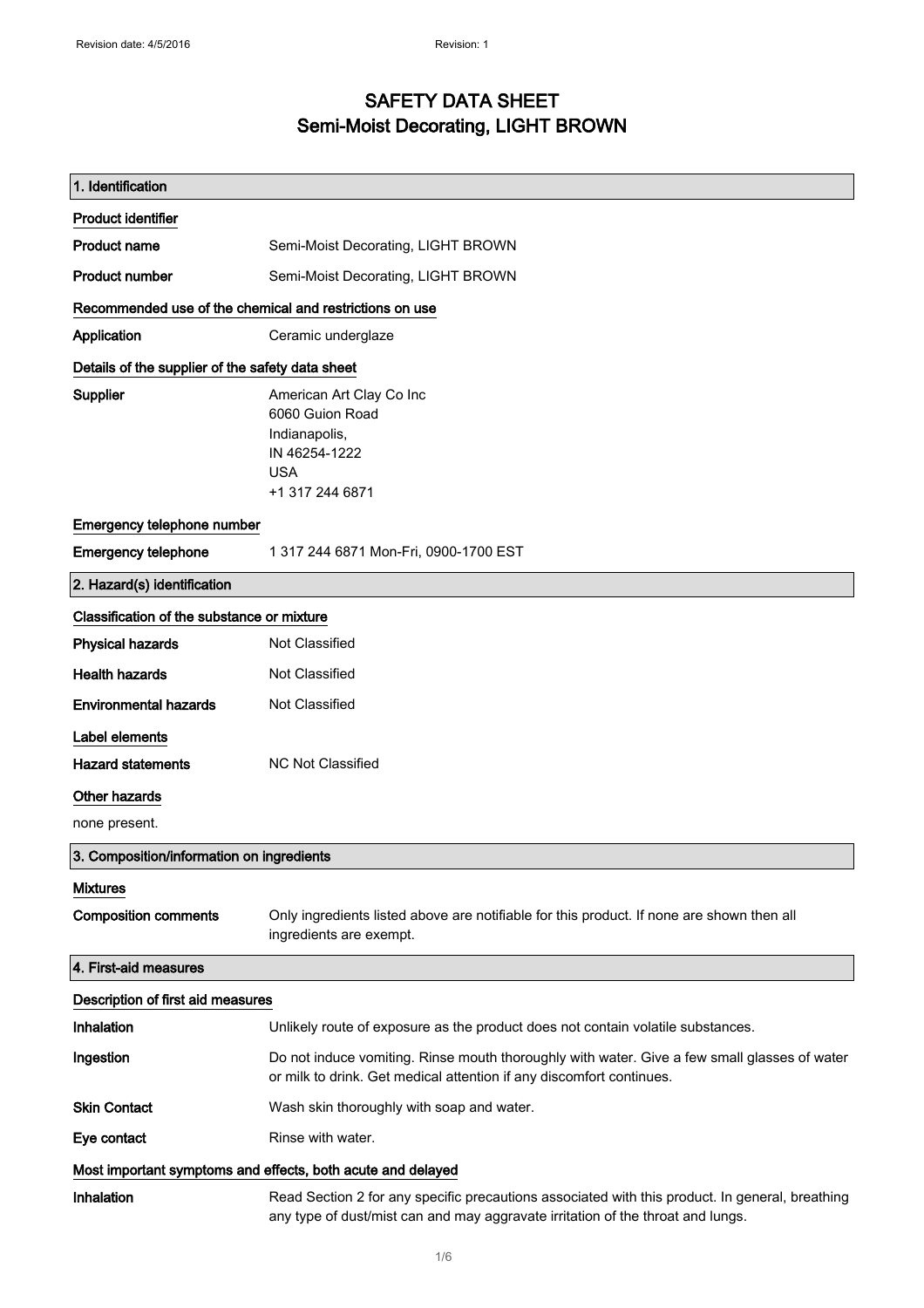# SAFETY DATA SHEET
# Semi-Moist Decorating, LIGHT BROWN

## 1. Identification

### Product identifier

| | |
|---|---|
| **Product name** | Semi-Moist Decorating, LIGHT BROWN |
| **Product number** | Semi-Moist Decorating, LIGHT BROWN |

### Recommended use of the chemical and restrictions on use

| | |
|---|---|
| **Application** | Ceramic underglaze |

### Details of the supplier of the safety data sheet

**Supplier**
American Art Clay Co Inc
6060 Guion Road
Indianapolis,
IN 46254-1222
USA
+1 317 244 6871

### Emergency telephone number

| | |
|---|---|
| **Emergency telephone** | 1 317 244 6871 Mon-Fri, 0900-1700 EST |

## 2. Hazard(s) identification

### Classification of the substance or mixture

| | |
|---|---|
| **Physical hazards** | Not Classified |
| **Health hazards** | Not Classified |
| **Environmental hazards** | Not Classified |

### Label elements

| | |
|---|---|
| **Hazard statements** | NC Not Classified |

### Other hazards

none present.

## 3. Composition/information on ingredients

### Mixtures

| | |
|---|---|
| **Composition comments** | Only ingredients listed above are notifiable for this product. If none are shown then all ingredients are exempt. |

## 4. First-aid measures

### Description of first aid measures

| | |
|---|---|
| **Inhalation** | Unlikely route of exposure as the product does not contain volatile substances. |
| **Ingestion** | Do not induce vomiting. Rinse mouth thoroughly with water. Give a few small glasses of water or milk to drink. Get medical attention if any discomfort continues. |
| **Skin Contact** | Wash skin thoroughly with soap and water. |
| **Eye contact** | Rinse with water. |

### Most important symptoms and effects, both acute and delayed

| | |
|---|---|
| **Inhalation** | Read Section 2 for any specific precautions associated with this product. In general, breathing any type of dust/mist can and may aggravate irritation of the throat and lungs. |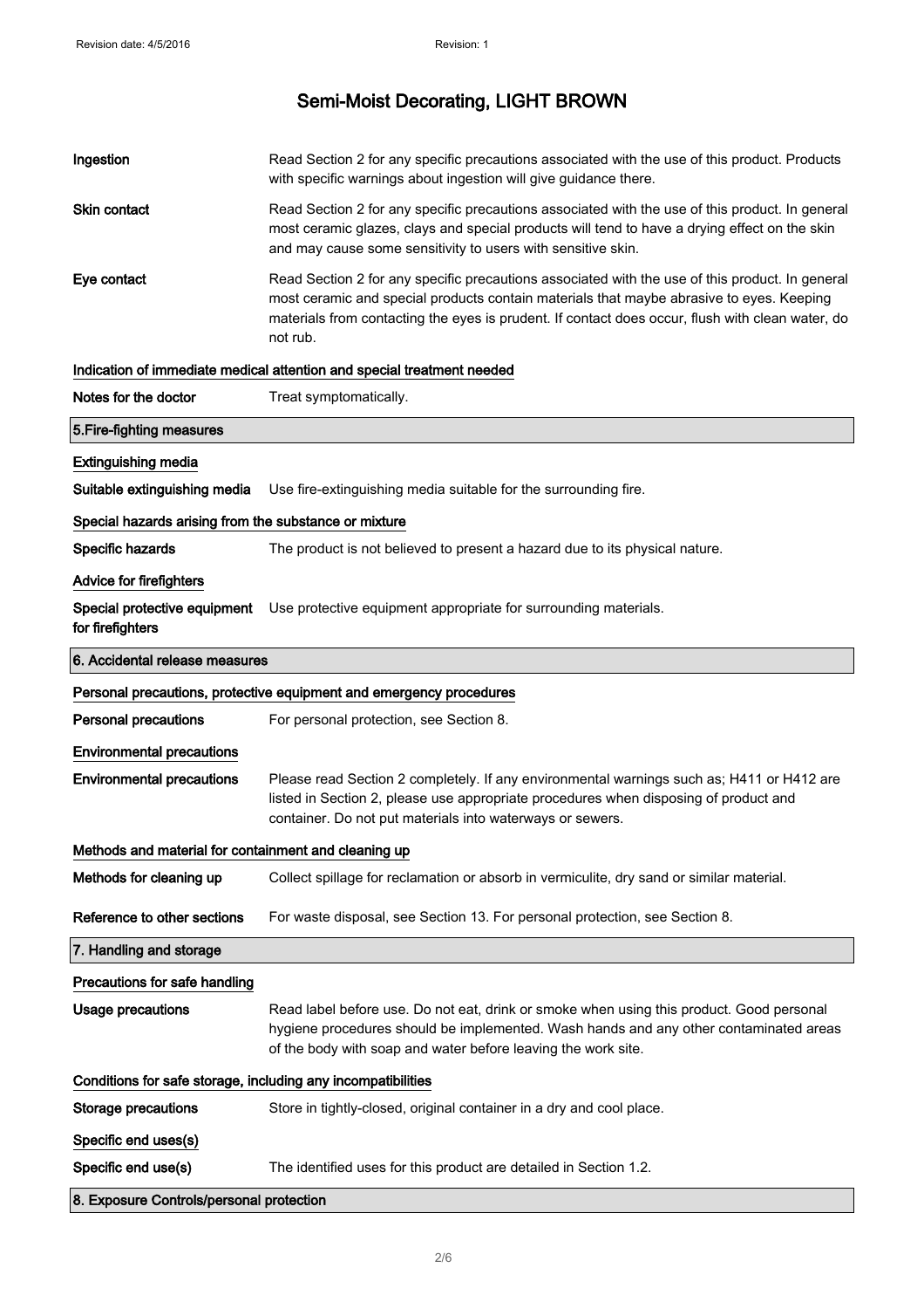# Semi-Moist Decorating, LIGHT BROWN

| | |
|---|---|
| **Ingestion** | Read Section 2 for any specific precautions associated with the use of this product. Products with specific warnings about ingestion will give guidance there. |
| **Skin contact** | Read Section 2 for any specific precautions associated with the use of this product. In general most ceramic glazes, clays and special products will tend to have a drying effect on the skin and may cause some sensitivity to users with sensitive skin. |
| **Eye contact** | Read Section 2 for any specific precautions associated with the use of this product. In general most ceramic and special products contain materials that maybe abrasive to eyes. Keeping materials from contacting the eyes is prudent. If contact does occur, flush with clean water, do not rub. |

**Indication of immediate medical attention and special treatment needed**

| | |
|---|---|
| **Notes for the doctor** | Treat symptomatically. |

## 5.Fire-fighting measures

**Extinguishing media**

| | |
|---|---|
| **Suitable extinguishing media** | Use fire-extinguishing media suitable for the surrounding fire. |

**Special hazards arising from the substance or mixture**

| | |
|---|---|
| **Specific hazards** | The product is not believed to present a hazard due to its physical nature. |

**Advice for firefighters**

| | |
|---|---|
| **Special protective equipment for firefighters** | Use protective equipment appropriate for surrounding materials. |

## 6. Accidental release measures

**Personal precautions, protective equipment and emergency procedures**

| | |
|---|---|
| **Personal precautions** | For personal protection, see Section 8. |

**Environmental precautions**

| | |
|---|---|
| **Environmental precautions** | Please read Section 2 completely. If any environmental warnings such as; H411 or H412 are listed in Section 2, please use appropriate procedures when disposing of product and container. Do not put materials into waterways or sewers. |

**Methods and material for containment and cleaning up**

| | |
|---|---|
| **Methods for cleaning up** | Collect spillage for reclamation or absorb in vermiculite, dry sand or similar material. |
| **Reference to other sections** | For waste disposal, see Section 13. For personal protection, see Section 8. |

## 7. Handling and storage

**Precautions for safe handling**

| | |
|---|---|
| **Usage precautions** | Read label before use. Do not eat, drink or smoke when using this product. Good personal hygiene procedures should be implemented. Wash hands and any other contaminated areas of the body with soap and water before leaving the work site. |

**Conditions for safe storage, including any incompatibilities**

| | |
|---|---|
| **Storage precautions** | Store in tightly-closed, original container in a dry and cool place. |

**Specific end uses(s)**

| | |
|---|---|
| **Specific end use(s)** | The identified uses for this product are detailed in Section 1.2. |

## 8. Exposure Controls/personal protection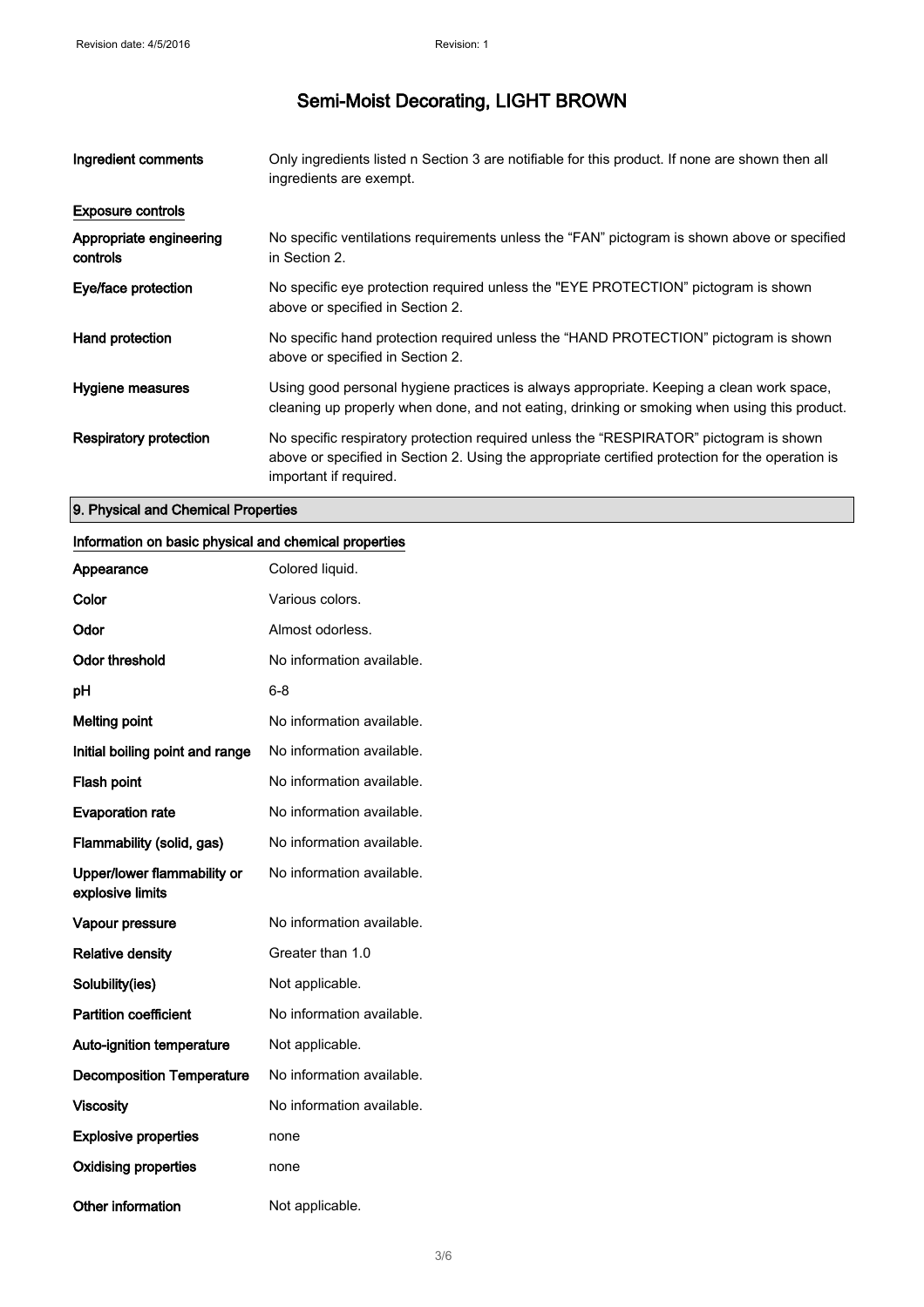# Semi-Moist Decorating, LIGHT BROWN

| | |
|---|---|
| **Ingredient comments** | Only ingredients listed n Section 3 are notifiable for this product. If none are shown then all ingredients are exempt. |

**Exposure controls**

| | |
|---|---|
| **Appropriate engineering controls** | No specific ventilations requirements unless the “FAN” pictogram is shown above or specified in Section 2. |
| **Eye/face protection** | No specific eye protection required unless the "EYE PROTECTION” pictogram is shown above or specified in Section 2. |
| **Hand protection** | No specific hand protection required unless the “HAND PROTECTION” pictogram is shown above or specified in Section 2. |
| **Hygiene measures** | Using good personal hygiene practices is always appropriate. Keeping a clean work space, cleaning up properly when done, and not eating, drinking or smoking when using this product. |
| **Respiratory protection** | No specific respiratory protection required unless the “RESPIRATOR” pictogram is shown above or specified in Section 2. Using the appropriate certified protection for the operation is important if required. |

## 9. Physical and Chemical Properties

**Information on basic physical and chemical properties**

| | |
|---|---|
| **Appearance** | Colored liquid. |
| **Color** | Various colors. |
| **Odor** | Almost odorless. |
| **Odor threshold** | No information available. |
| **pH** | 6-8 |
| **Melting point** | No information available. |
| **Initial boiling point and range** | No information available. |
| **Flash point** | No information available. |
| **Evaporation rate** | No information available. |
| **Flammability (solid, gas)** | No information available. |
| **Upper/lower flammability or explosive limits** | No information available. |
| **Vapour pressure** | No information available. |
| **Relative density** | Greater than 1.0 |
| **Solubility(ies)** | Not applicable. |
| **Partition coefficient** | No information available. |
| **Auto-ignition temperature** | Not applicable. |
| **Decomposition Temperature** | No information available. |
| **Viscosity** | No information available. |
| **Explosive properties** | none |
| **Oxidising properties** | none |
| **Other information** | Not applicable. |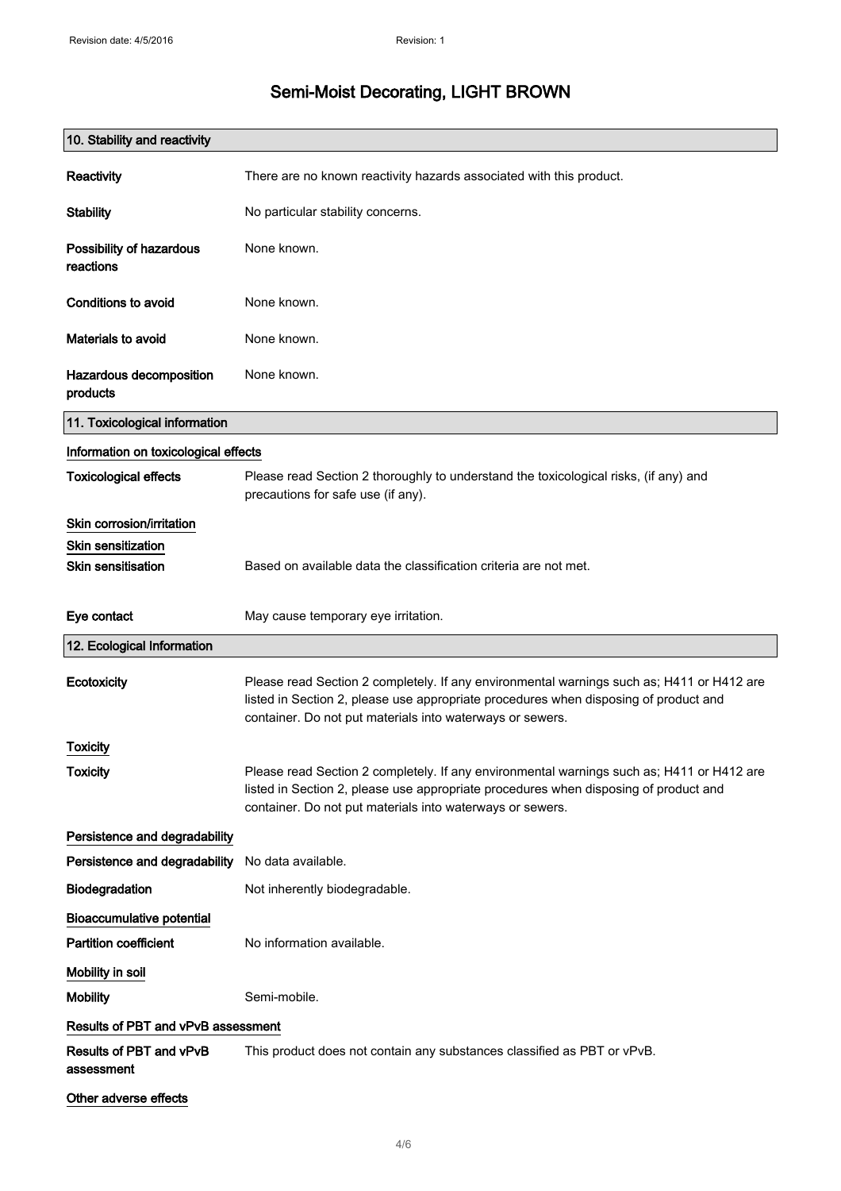# Semi-Moist Decorating, LIGHT BROWN

## 10. Stability and reactivity

**Reactivity** There are no known reactivity hazards associated with this product.

**Stability** No particular stability concerns.

**Possibility of hazardous reactions** None known.

**Conditions to avoid** None known.

**Materials to avoid** None known.

**Hazardous decomposition products** None known.

## 11. Toxicological information

### Information on toxicological effects

**Toxicological effects** Please read Section 2 thoroughly to understand the toxicological risks, (if any) and precautions for safe use (if any).

### Skin corrosion/irritation

### Skin sensitization

**Skin sensitisation** Based on available data the classification criteria are not met.

**Eye contact** May cause temporary eye irritation.

## 12. Ecological Information

**Ecotoxicity** Please read Section 2 completely. If any environmental warnings such as; H411 or H412 are listed in Section 2, please use appropriate procedures when disposing of product and container. Do not put materials into waterways or sewers.

### Toxicity

**Toxicity** Please read Section 2 completely. If any environmental warnings such as; H411 or H412 are listed in Section 2, please use appropriate procedures when disposing of product and container. Do not put materials into waterways or sewers.

### Persistence and degradability

**Persistence and degradability** No data available.

**Biodegradation** Not inherently biodegradable.

### Bioaccumulative potential

**Partition coefficient** No information available.

### Mobility in soil

**Mobility** Semi-mobile.

### Results of PBT and vPvB assessment

**Results of PBT and vPvB assessment** This product does not contain any substances classified as PBT or vPvB.

### Other adverse effects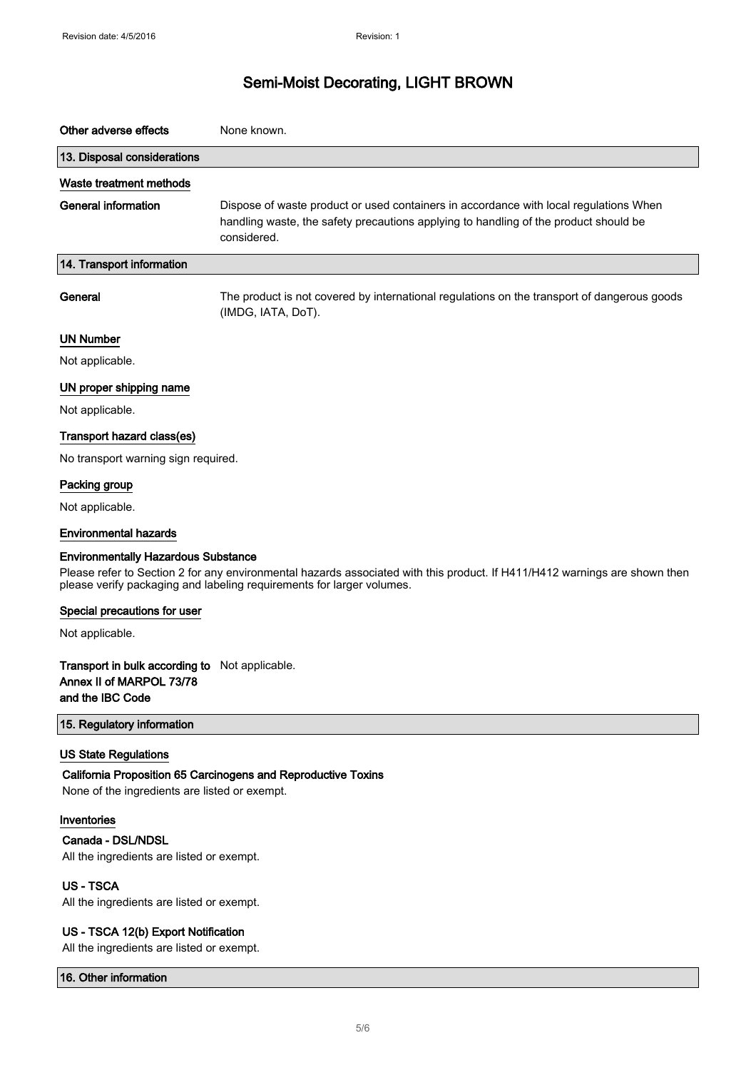| | |
|---|---|
| **Other adverse effects** | None known. |

## 13. Disposal considerations

### Waste treatment methods

| | |
|---|---|
| **General information** | Dispose of waste product or used containers in accordance with local regulations When handling waste, the safety precautions applying to handling of the product should be considered. |

## 14. Transport information

| | |
|---|---|
| **General** | The product is not covered by international regulations on the transport of dangerous goods (IMDG, IATA, DoT). |

### UN Number

Not applicable.

### UN proper shipping name

Not applicable.

### Transport hazard class(es)

No transport warning sign required.

### Packing group

Not applicable.

### Environmental hazards

**Environmentally Hazardous Substance**

Please refer to Section 2 for any environmental hazards associated with this product. If H411/H412 warnings are shown then please verify packaging and labeling requirements for larger volumes.

### Special precautions for user

Not applicable.

| | |
|---|---|
| **Transport in bulk according to Annex II of MARPOL 73/78 and the IBC Code** | Not applicable. |

## 15. Regulatory information

### US State Regulations

**California Proposition 65 Carcinogens and Reproductive Toxins**

None of the ingredients are listed or exempt.

### Inventories

**Canada - DSL/NDSL**

All the ingredients are listed or exempt.

**US - TSCA**

All the ingredients are listed or exempt.

**US - TSCA 12(b) Export Notification**

All the ingredients are listed or exempt.

## 16. Other information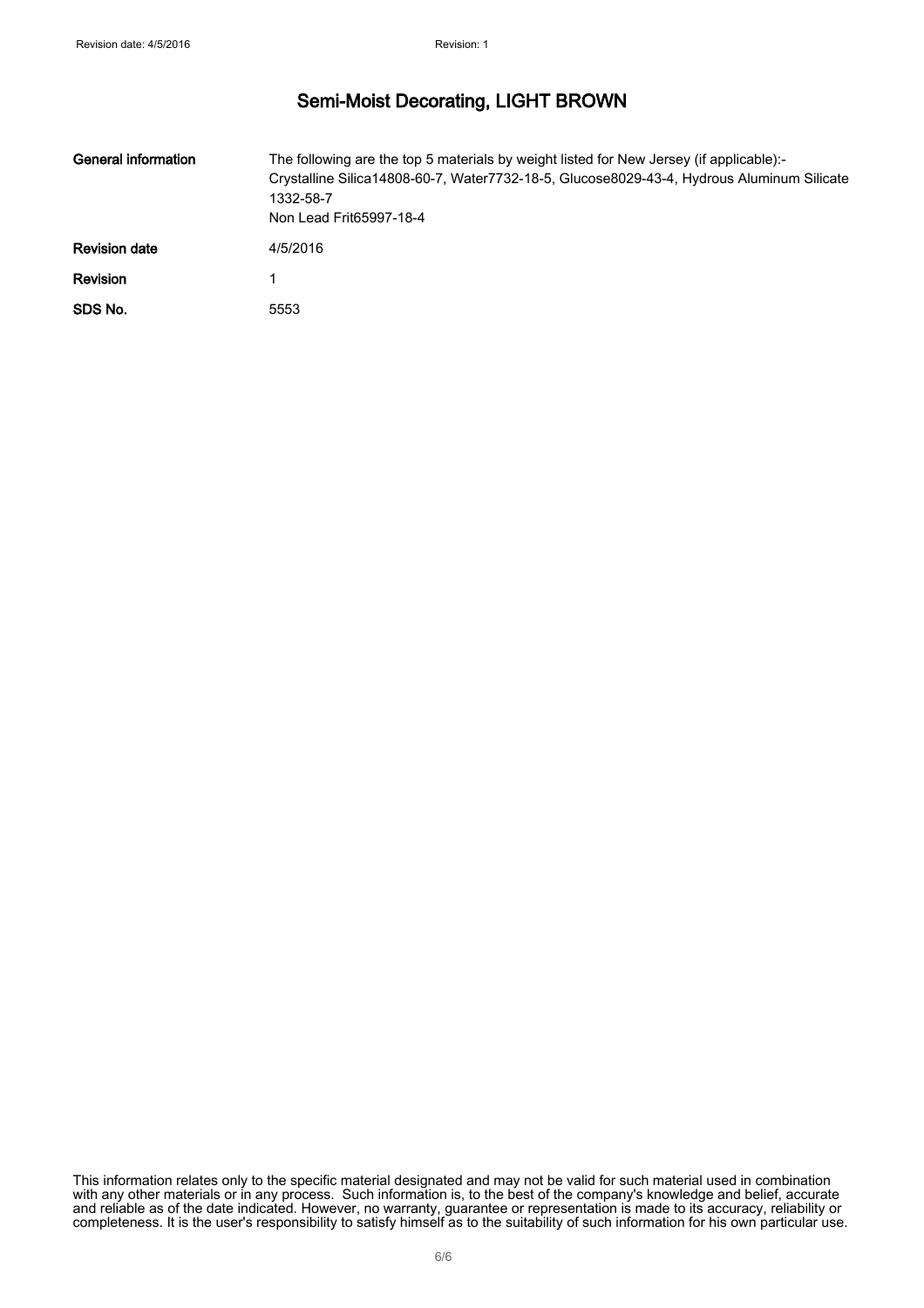# Semi-Moist Decorating, LIGHT BROWN

| | |
|---|---|
| **General information** | The following are the top 5 materials by weight listed for New Jersey (if applicable):- Crystalline Silica14808-60-7, Water7732-18-5, Glucose8029-43-4, Hydrous Aluminum Silicate 1332-58-7 Non Lead Frit65997-18-4 |
| **Revision date** | 4/5/2016 |
| **Revision** | 1 |
| **SDS No.** | 5553 |

This information relates only to the specific material designated and may not be valid for such material used in combination with any other materials or in any process. Such information is, to the best of the company's knowledge and belief, accurate and reliable as of the date indicated. However, no warranty, guarantee or representation is made to its accuracy, reliability or completeness. It is the user's responsibility to satisfy himself as to the suitability of such information for his own particular use.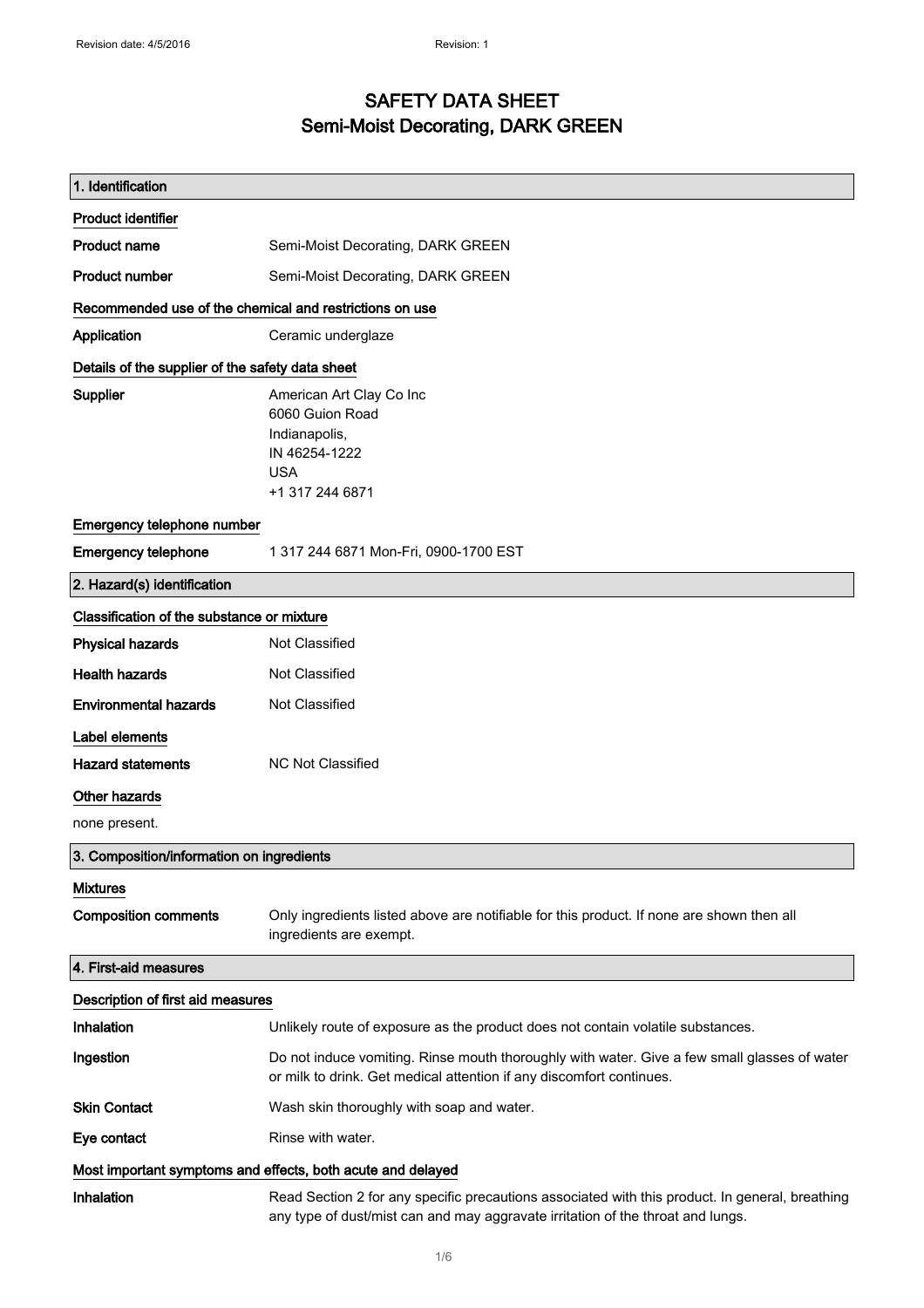# SAFETY DATA SHEET
# Semi-Moist Decorating, DARK GREEN

## 1. Identification

### Product identifier

| | |
|---|---|
| **Product name** | Semi-Moist Decorating, DARK GREEN |
| **Product number** | Semi-Moist Decorating, DARK GREEN |

### Recommended use of the chemical and restrictions on use

| | |
|---|---|
| **Application** | Ceramic underglaze |

### Details of the supplier of the safety data sheet

| | |
|---|---|
| **Supplier** | American Art Clay Co Inc<br>6060 Guion Road<br>Indianapolis,<br>IN 46254-1222<br>USA<br>+1 317 244 6871 |

### Emergency telephone number

| | |
|---|---|
| **Emergency telephone** | 1 317 244 6871 Mon-Fri, 0900-1700 EST |

## 2. Hazard(s) identification

### Classification of the substance or mixture

| | |
|---|---|
| **Physical hazards** | Not Classified |
| **Health hazards** | Not Classified |
| **Environmental hazards** | Not Classified |

### Label elements

| | |
|---|---|
| **Hazard statements** | NC Not Classified |

### Other hazards

none present.

## 3. Composition/information on ingredients

### Mixtures

| | |
|---|---|
| **Composition comments** | Only ingredients listed above are notifiable for this product. If none are shown then all ingredients are exempt. |

## 4. First-aid measures

### Description of first aid measures

| | |
|---|---|
| **Inhalation** | Unlikely route of exposure as the product does not contain volatile substances. |
| **Ingestion** | Do not induce vomiting. Rinse mouth thoroughly with water. Give a few small glasses of water or milk to drink. Get medical attention if any discomfort continues. |
| **Skin Contact** | Wash skin thoroughly with soap and water. |
| **Eye contact** | Rinse with water. |

### Most important symptoms and effects, both acute and delayed

| | |
|---|---|
| **Inhalation** | Read Section 2 for any specific precautions associated with this product. In general, breathing any type of dust/mist can and may aggravate irritation of the throat and lungs. |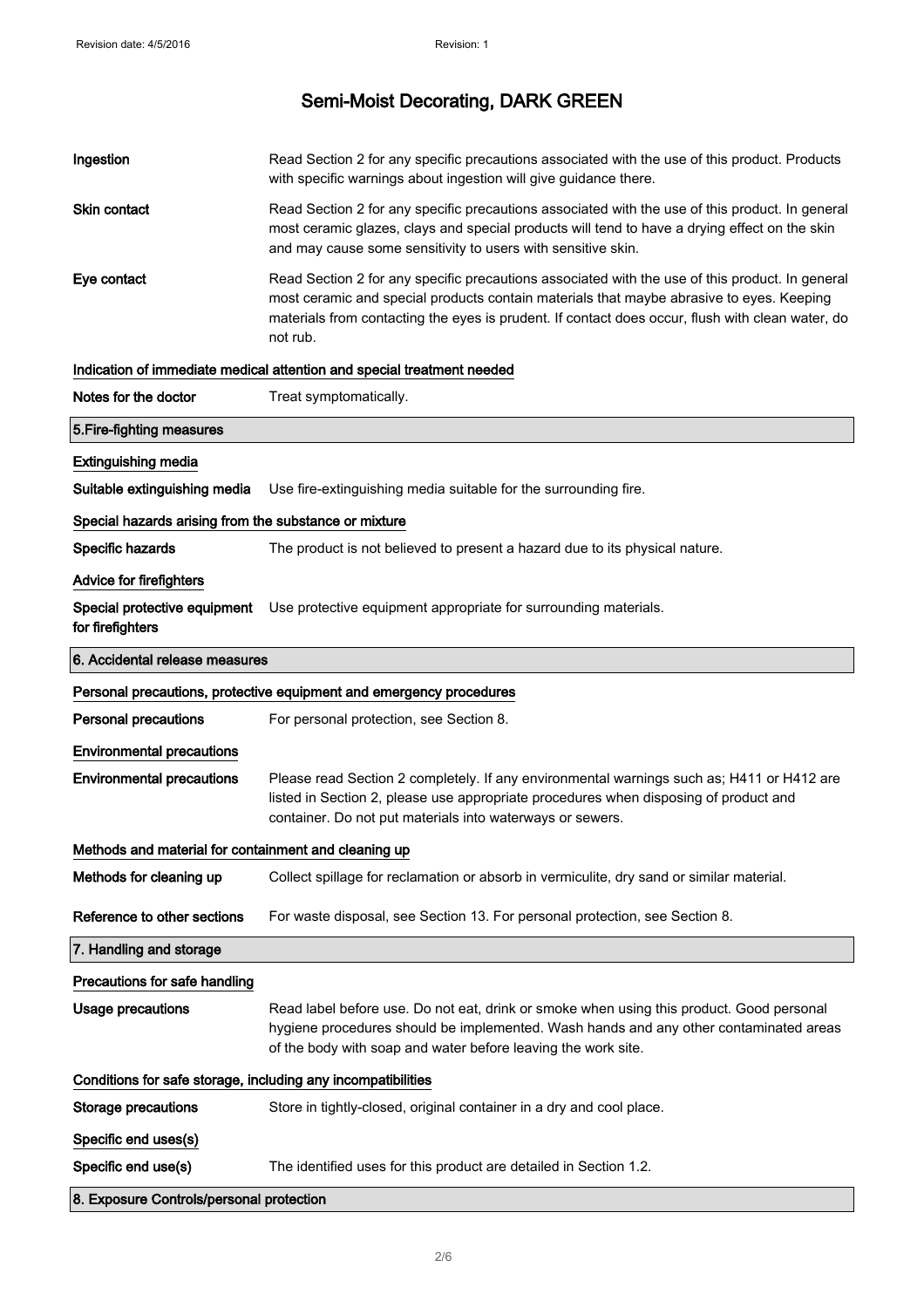# Semi-Moist Decorating, DARK GREEN

**Ingestion**
Read Section 2 for any specific precautions associated with the use of this product. Products with specific warnings about ingestion will give guidance there.

**Skin contact**
Read Section 2 for any specific precautions associated with the use of this product. In general most ceramic glazes, clays and special products will tend to have a drying effect on the skin and may cause some sensitivity to users with sensitive skin.

**Eye contact**
Read Section 2 for any specific precautions associated with the use of this product. In general most ceramic and special products contain materials that maybe abrasive to eyes. Keeping materials from contacting the eyes is prudent. If contact does occur, flush with clean water, do not rub.

**Indication of immediate medical attention and special treatment needed**

**Notes for the doctor**
Treat symptomatically.

## 5.Fire-fighting measures

**Extinguishing media**

**Suitable extinguishing media**
Use fire-extinguishing media suitable for the surrounding fire.

**Special hazards arising from the substance or mixture**

**Specific hazards**
The product is not believed to present a hazard due to its physical nature.

**Advice for firefighters**

**Special protective equipment for firefighters**
Use protective equipment appropriate for surrounding materials.

## 6. Accidental release measures

**Personal precautions, protective equipment and emergency procedures**

**Personal precautions**
For personal protection, see Section 8.

**Environmental precautions**

**Environmental precautions**
Please read Section 2 completely. If any environmental warnings such as; H411 or H412 are listed in Section 2, please use appropriate procedures when disposing of product and container. Do not put materials into waterways or sewers.

**Methods and material for containment and cleaning up**

**Methods for cleaning up**
Collect spillage for reclamation or absorb in vermiculite, dry sand or similar material.

**Reference to other sections**
For waste disposal, see Section 13. For personal protection, see Section 8.

## 7. Handling and storage

**Precautions for safe handling**

**Usage precautions**
Read label before use. Do not eat, drink or smoke when using this product. Good personal hygiene procedures should be implemented. Wash hands and any other contaminated areas of the body with soap and water before leaving the work site.

**Conditions for safe storage, including any incompatibilities**

**Storage precautions**
Store in tightly-closed, original container in a dry and cool place.

**Specific end uses(s)**

**Specific end use(s)**
The identified uses for this product are detailed in Section 1.2.

## 8. Exposure Controls/personal protection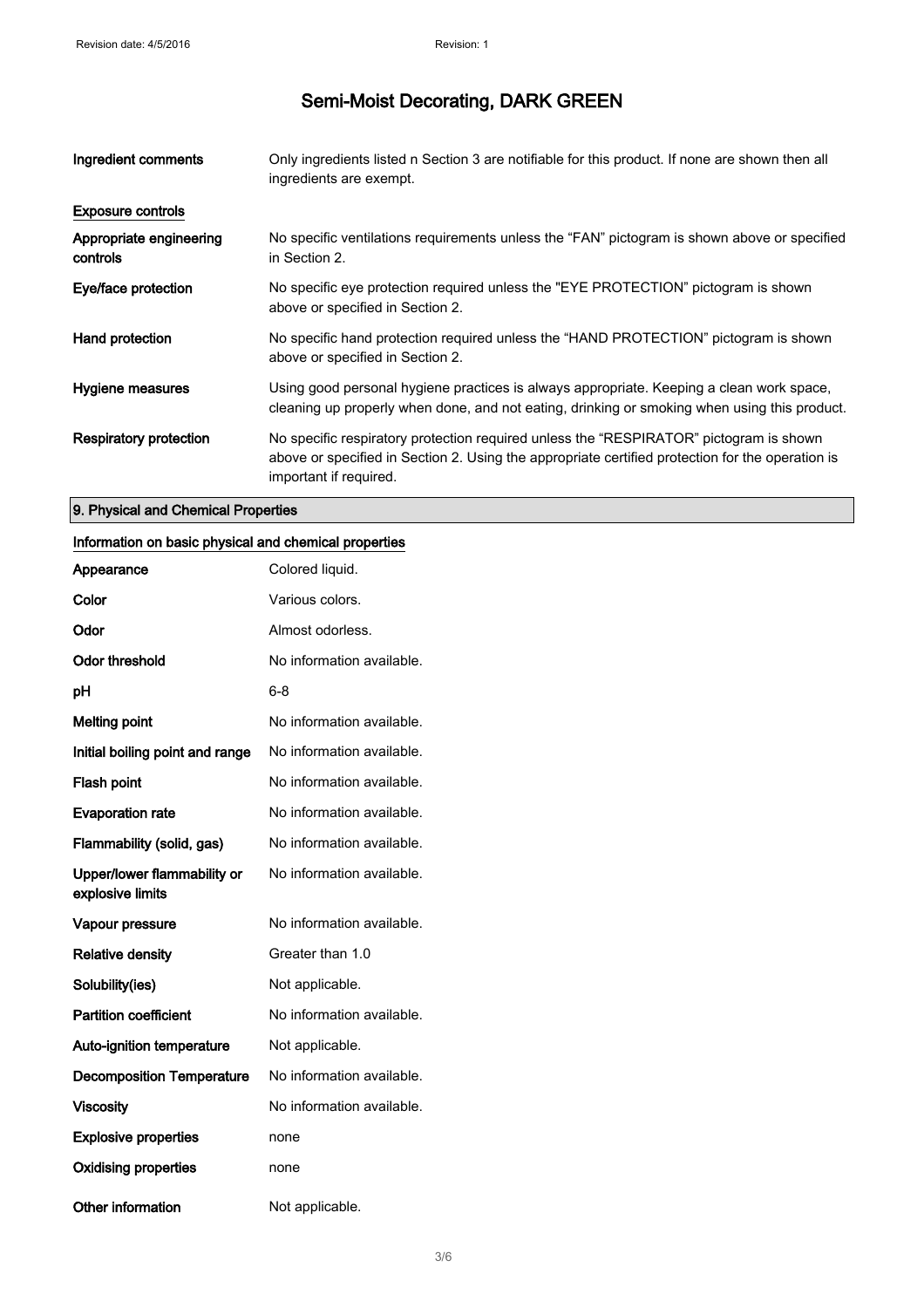# Semi-Moist Decorating, DARK GREEN

| | |
|---|---|
| **Ingredient comments** | Only ingredients listed n Section 3 are notifiable for this product. If none are shown then all ingredients are exempt. |

**Exposure controls**

| | |
|---|---|
| **Appropriate engineering controls** | No specific ventilations requirements unless the “FAN” pictogram is shown above or specified in Section 2. |
| **Eye/face protection** | No specific eye protection required unless the "EYE PROTECTION" pictogram is shown above or specified in Section 2. |
| **Hand protection** | No specific hand protection required unless the “HAND PROTECTION” pictogram is shown above or specified in Section 2. |
| **Hygiene measures** | Using good personal hygiene practices is always appropriate. Keeping a clean work space, cleaning up properly when done, and not eating, drinking or smoking when using this product. |
| **Respiratory protection** | No specific respiratory protection required unless the “RESPIRATOR” pictogram is shown above or specified in Section 2. Using the appropriate certified protection for the operation is important if required. |

## 9. Physical and Chemical Properties

**Information on basic physical and chemical properties**

| | |
|---|---|
| **Appearance** | Colored liquid. |
| **Color** | Various colors. |
| **Odor** | Almost odorless. |
| **Odor threshold** | No information available. |
| **pH** | 6-8 |
| **Melting point** | No information available. |
| **Initial boiling point and range** | No information available. |
| **Flash point** | No information available. |
| **Evaporation rate** | No information available. |
| **Flammability (solid, gas)** | No information available. |
| **Upper/lower flammability or explosive limits** | No information available. |
| **Vapour pressure** | No information available. |
| **Relative density** | Greater than 1.0 |
| **Solubility(ies)** | Not applicable. |
| **Partition coefficient** | No information available. |
| **Auto-ignition temperature** | Not applicable. |
| **Decomposition Temperature** | No information available. |
| **Viscosity** | No information available. |
| **Explosive properties** | none |
| **Oxidising properties** | none |
| **Other information** | Not applicable. |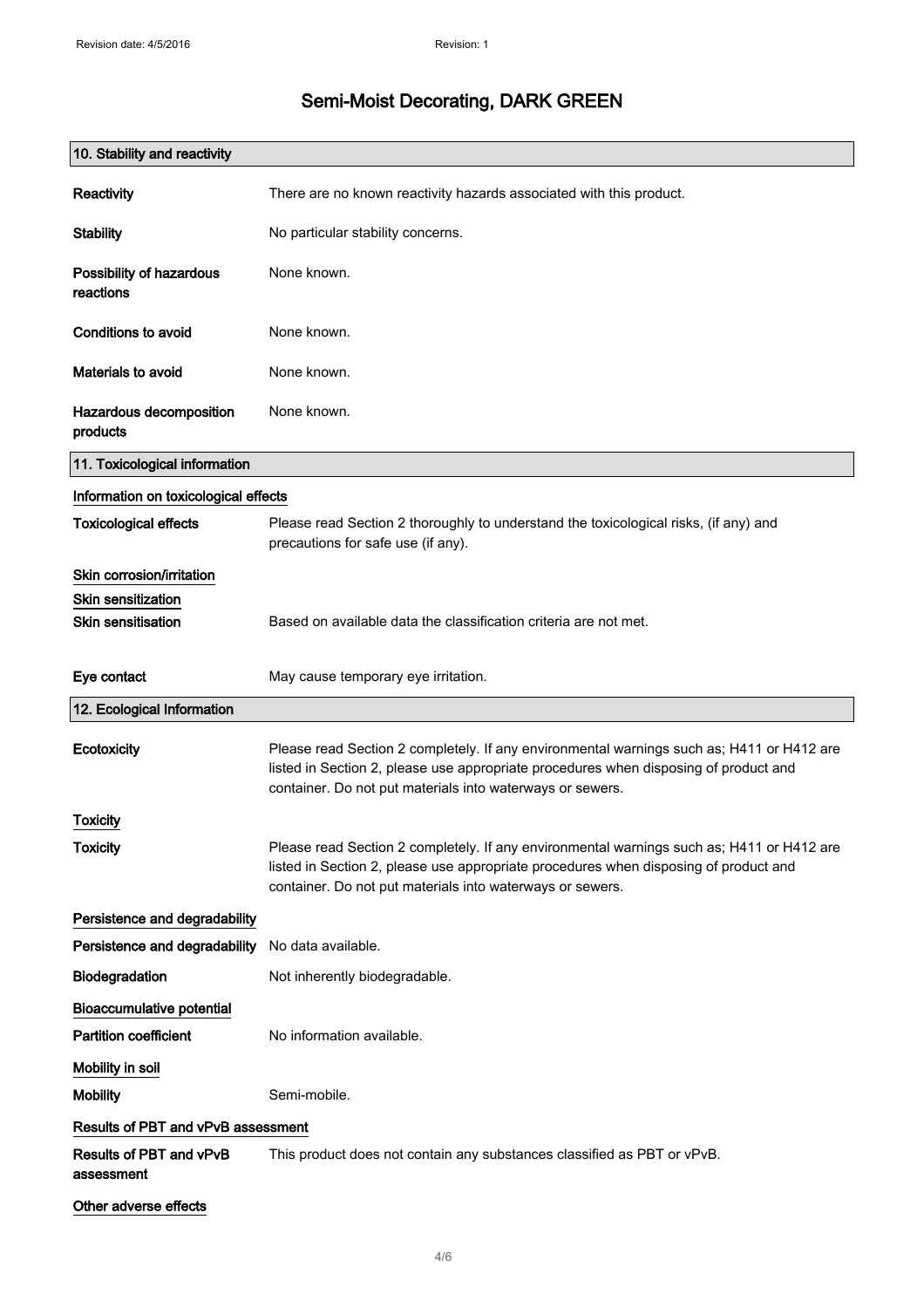# Semi-Moist Decorating, DARK GREEN

## 10. Stability and reactivity

**Reactivity** There are no known reactivity hazards associated with this product.

**Stability** No particular stability concerns.

**Possibility of hazardous reactions** None known.

**Conditions to avoid** None known.

**Materials to avoid** None known.

**Hazardous decomposition products** None known.

## 11. Toxicological information

### Information on toxicological effects

**Toxicological effects** Please read Section 2 thoroughly to understand the toxicological risks, (if any) and precautions for safe use (if any).

### Skin corrosion/irritation

### Skin sensitization

**Skin sensitisation** Based on available data the classification criteria are not met.

**Eye contact** May cause temporary eye irritation.

## 12. Ecological Information

**Ecotoxicity** Please read Section 2 completely. If any environmental warnings such as; H411 or H412 are listed in Section 2, please use appropriate procedures when disposing of product and container. Do not put materials into waterways or sewers.

### Toxicity

**Toxicity** Please read Section 2 completely. If any environmental warnings such as; H411 or H412 are listed in Section 2, please use appropriate procedures when disposing of product and container. Do not put materials into waterways or sewers.

### Persistence and degradability

**Persistence and degradability** No data available.

**Biodegradation** Not inherently biodegradable.

### Bioaccumulative potential

**Partition coefficient** No information available.

### Mobility in soil

**Mobility** Semi-mobile.

### Results of PBT and vPvB assessment

**Results of PBT and vPvB assessment** This product does not contain any substances classified as PBT or vPvB.

### Other adverse effects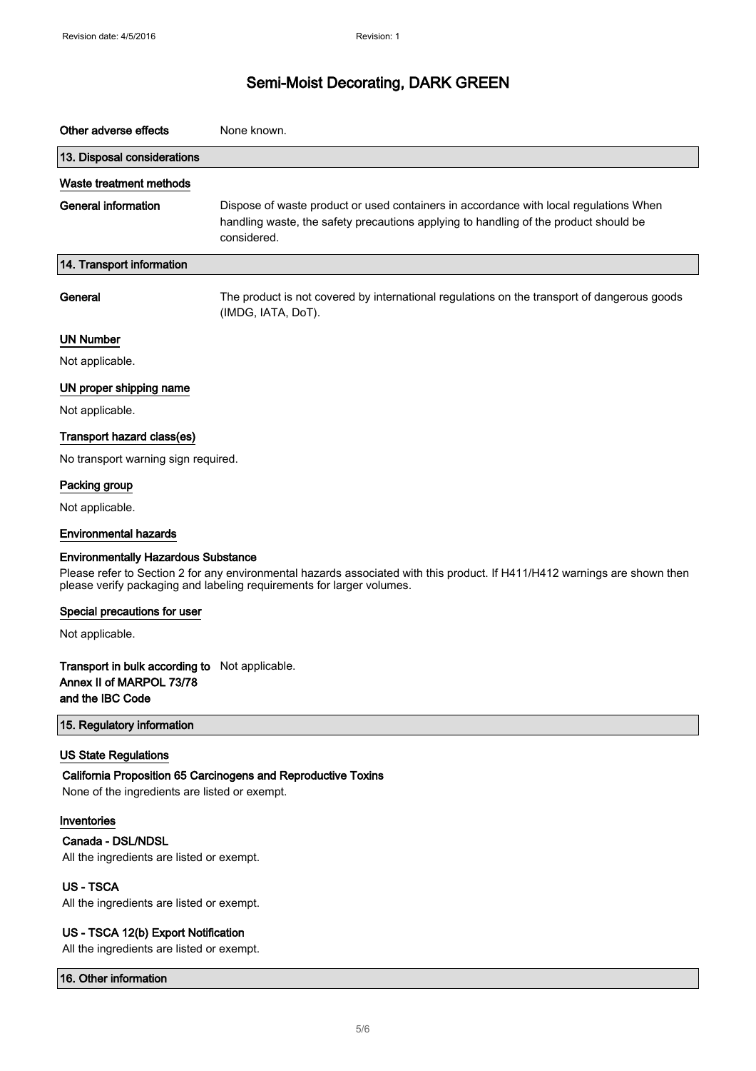# Semi-Moist Decorating, DARK GREEN

| | |
|---|---|
| **Other adverse effects** | None known. |

## 13. Disposal considerations

### Waste treatment methods

| | |
|---|---|
| **General information** | Dispose of waste product or used containers in accordance with local regulations When handling waste, the safety precautions applying to handling of the product should be considered. |

## 14. Transport information

| | |
|---|---|
| **General** | The product is not covered by international regulations on the transport of dangerous goods (IMDG, IATA, DoT). |

### UN Number

Not applicable.

### UN proper shipping name

Not applicable.

### Transport hazard class(es)

No transport warning sign required.

### Packing group

Not applicable.

### Environmental hazards

**Environmentally Hazardous Substance**

Please refer to Section 2 for any environmental hazards associated with this product. If H411/H412 warnings are shown then please verify packaging and labeling requirements for larger volumes.

### Special precautions for user

Not applicable.

| | |
|---|---|
| **Transport in bulk according to Annex II of MARPOL 73/78 and the IBC Code** | Not applicable. |

## 15. Regulatory information

### US State Regulations

**California Proposition 65 Carcinogens and Reproductive Toxins**

None of the ingredients are listed or exempt.

### Inventories

**Canada - DSL/NDSL**

All the ingredients are listed or exempt.

**US - TSCA**

All the ingredients are listed or exempt.

**US - TSCA 12(b) Export Notification**

All the ingredients are listed or exempt.

## 16. Other information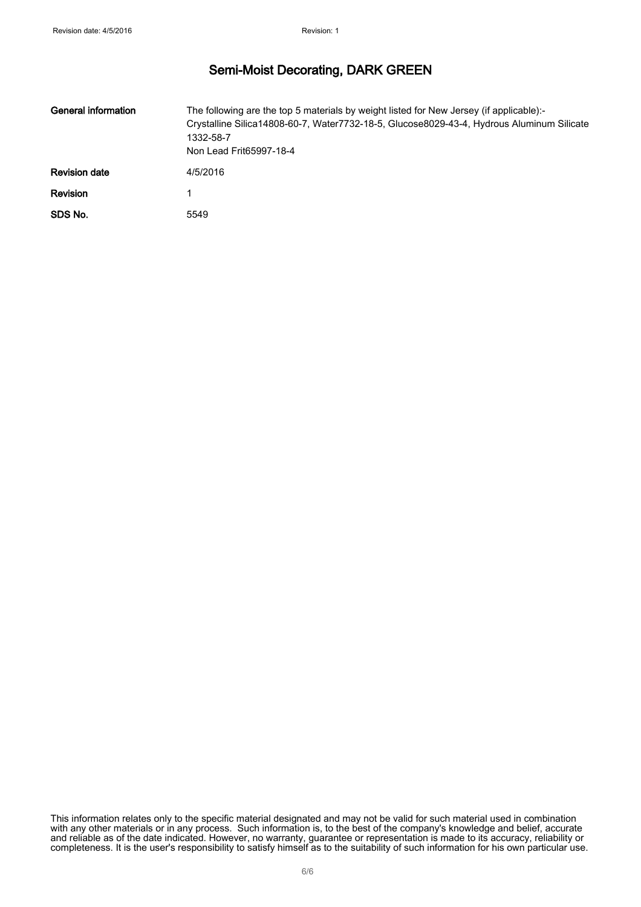# Semi-Moist Decorating, DARK GREEN

| | |
|---|---|
| **General information** | The following are the top 5 materials by weight listed for New Jersey (if applicable):- Crystalline Silica14808-60-7, Water7732-18-5, Glucose8029-43-4, Hydrous Aluminum Silicate 1332-58-7 Non Lead Frit65997-18-4 |
| **Revision date** | 4/5/2016 |
| **Revision** | 1 |
| **SDS No.** | 5549 |

This information relates only to the specific material designated and may not be valid for such material used in combination with any other materials or in any process. Such information is, to the best of the company's knowledge and belief, accurate and reliable as of the date indicated. However, no warranty, guarantee or representation is made to its accuracy, reliability or completeness. It is the user's responsibility to satisfy himself as to the suitability of such information for his own particular use.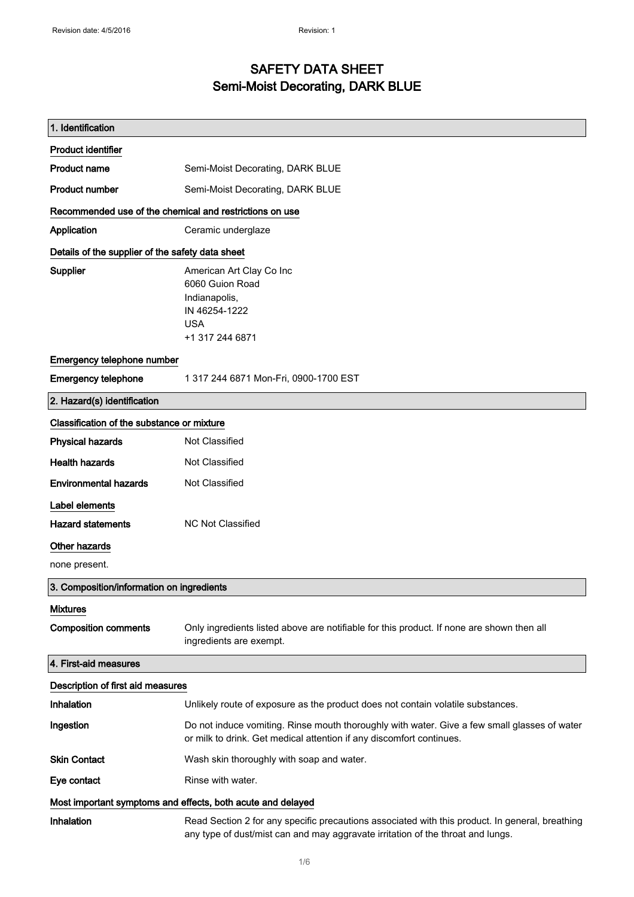# SAFETY DATA SHEET
# Semi-Moist Decorating, DARK BLUE

## 1. Identification

### Product identifier

| | |
|---|---|
| **Product name** | Semi-Moist Decorating, DARK BLUE |
| **Product number** | Semi-Moist Decorating, DARK BLUE |

### Recommended use of the chemical and restrictions on use

| | |
|---|---|
| **Application** | Ceramic underglaze |

### Details of the supplier of the safety data sheet

| | |
|---|---|
| **Supplier** | American Art Clay Co Inc<br>6060 Guion Road<br>Indianapolis,<br>IN 46254-1222<br>USA<br>+1 317 244 6871 |

### Emergency telephone number

| | |
|---|---|
| **Emergency telephone** | 1 317 244 6871 Mon-Fri, 0900-1700 EST |

## 2. Hazard(s) identification

### Classification of the substance or mixture

| | |
|---|---|
| **Physical hazards** | Not Classified |
| **Health hazards** | Not Classified |
| **Environmental hazards** | Not Classified |

### Label elements

| | |
|---|---|
| **Hazard statements** | NC Not Classified |

### Other hazards

none present.

## 3. Composition/information on ingredients

### Mixtures

| | |
|---|---|
| **Composition comments** | Only ingredients listed above are notifiable for this product. If none are shown then all ingredients are exempt. |

## 4. First-aid measures

### Description of first aid measures

| | |
|---|---|
| **Inhalation** | Unlikely route of exposure as the product does not contain volatile substances. |
| **Ingestion** | Do not induce vomiting. Rinse mouth thoroughly with water. Give a few small glasses of water or milk to drink. Get medical attention if any discomfort continues. |
| **Skin Contact** | Wash skin thoroughly with soap and water. |
| **Eye contact** | Rinse with water. |

### Most important symptoms and effects, both acute and delayed

| | |
|---|---|
| **Inhalation** | Read Section 2 for any specific precautions associated with this product. In general, breathing any type of dust/mist can and may aggravate irritation of the throat and lungs. |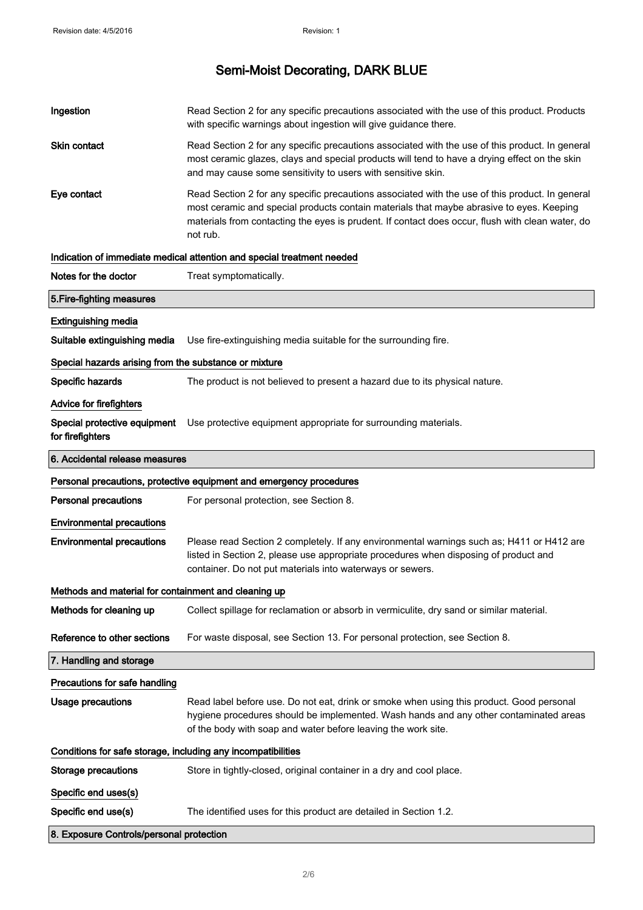# Semi-Moist Decorating, DARK BLUE

| | |
|---|---|
| **Ingestion** | Read Section 2 for any specific precautions associated with the use of this product. Products with specific warnings about ingestion will give guidance there. |
| **Skin contact** | Read Section 2 for any specific precautions associated with the use of this product. In general most ceramic glazes, clays and special products will tend to have a drying effect on the skin and may cause some sensitivity to users with sensitive skin. |
| **Eye contact** | Read Section 2 for any specific precautions associated with the use of this product. In general most ceramic and special products contain materials that maybe abrasive to eyes. Keeping materials from contacting the eyes is prudent. If contact does occur, flush with clean water, do not rub. |

**Indication of immediate medical attention and special treatment needed**

| | |
|---|---|
| **Notes for the doctor** | Treat symptomatically. |

## 5.Fire-fighting measures

**Extinguishing media**

| | |
|---|---|
| **Suitable extinguishing media** | Use fire-extinguishing media suitable for the surrounding fire. |

**Special hazards arising from the substance or mixture**

| | |
|---|---|
| **Specific hazards** | The product is not believed to present a hazard due to its physical nature. |

**Advice for firefighters**

| | |
|---|---|
| **Special protective equipment for firefighters** | Use protective equipment appropriate for surrounding materials. |

## 6. Accidental release measures

**Personal precautions, protective equipment and emergency procedures**

| | |
|---|---|
| **Personal precautions** | For personal protection, see Section 8. |

**Environmental precautions**

| | |
|---|---|
| **Environmental precautions** | Please read Section 2 completely. If any environmental warnings such as; H411 or H412 are listed in Section 2, please use appropriate procedures when disposing of product and container. Do not put materials into waterways or sewers. |

**Methods and material for containment and cleaning up**

| | |
|---|---|
| **Methods for cleaning up** | Collect spillage for reclamation or absorb in vermiculite, dry sand or similar material. |
| **Reference to other sections** | For waste disposal, see Section 13. For personal protection, see Section 8. |

## 7. Handling and storage

**Precautions for safe handling**

| | |
|---|---|
| **Usage precautions** | Read label before use. Do not eat, drink or smoke when using this product. Good personal hygiene procedures should be implemented. Wash hands and any other contaminated areas of the body with soap and water before leaving the work site. |

**Conditions for safe storage, including any incompatibilities**

| | |
|---|---|
| **Storage precautions** | Store in tightly-closed, original container in a dry and cool place. |

**Specific end uses(s)**

| | |
|---|---|
| **Specific end use(s)** | The identified uses for this product are detailed in Section 1.2. |

## 8. Exposure Controls/personal protection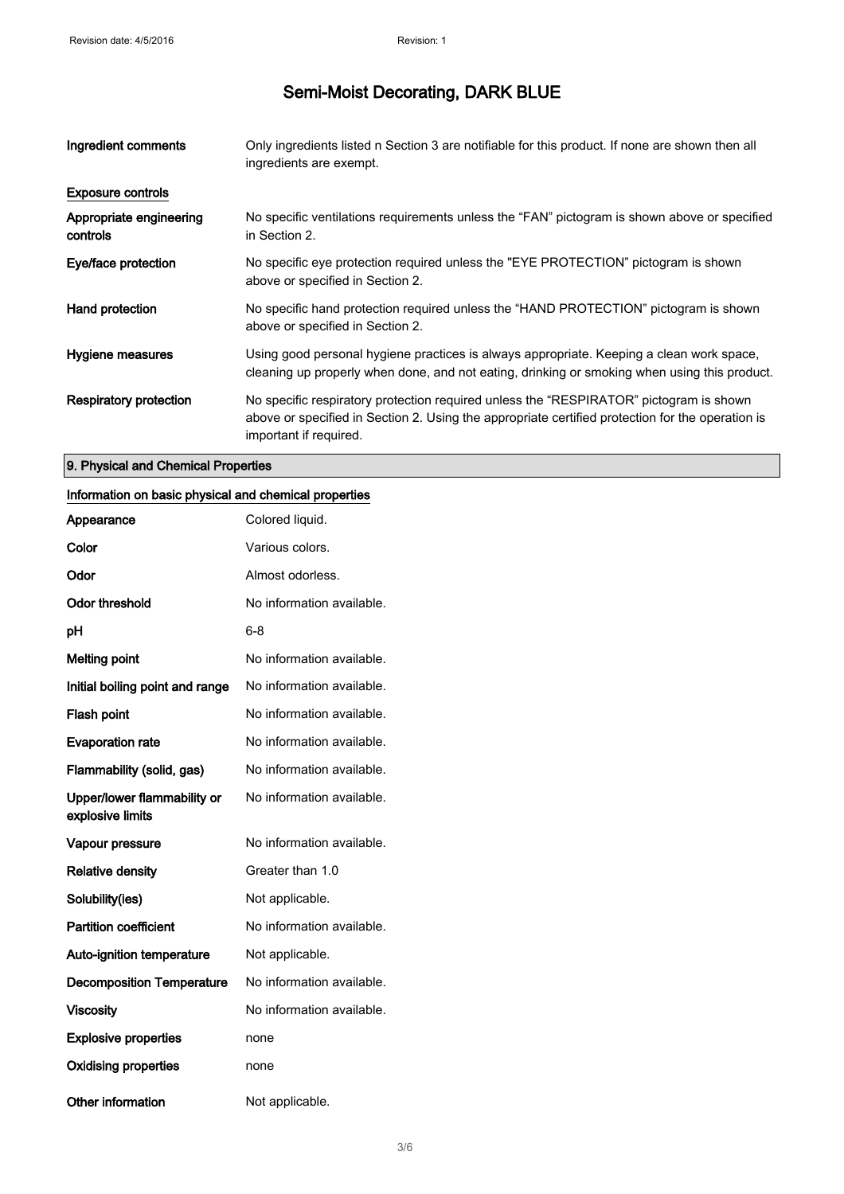# Semi-Moist Decorating, DARK BLUE

| | |
|---|---|
| **Ingredient comments** | Only ingredients listed n Section 3 are notifiable for this product. If none are shown then all ingredients are exempt. |

**Exposure controls**

| | |
|---|---|
| **Appropriate engineering controls** | No specific ventilations requirements unless the "FAN" pictogram is shown above or specified in Section 2. |
| **Eye/face protection** | No specific eye protection required unless the "EYE PROTECTION" pictogram is shown above or specified in Section 2. |
| **Hand protection** | No specific hand protection required unless the "HAND PROTECTION" pictogram is shown above or specified in Section 2. |
| **Hygiene measures** | Using good personal hygiene practices is always appropriate. Keeping a clean work space, cleaning up properly when done, and not eating, drinking or smoking when using this product. |
| **Respiratory protection** | No specific respiratory protection required unless the "RESPIRATOR" pictogram is shown above or specified in Section 2. Using the appropriate certified protection for the operation is important if required. |

## 9. Physical and Chemical Properties

**Information on basic physical and chemical properties**

| | |
|---|---|
| **Appearance** | Colored liquid. |
| **Color** | Various colors. |
| **Odor** | Almost odorless. |
| **Odor threshold** | No information available. |
| **pH** | 6-8 |
| **Melting point** | No information available. |
| **Initial boiling point and range** | No information available. |
| **Flash point** | No information available. |
| **Evaporation rate** | No information available. |
| **Flammability (solid, gas)** | No information available. |
| **Upper/lower flammability or explosive limits** | No information available. |
| **Vapour pressure** | No information available. |
| **Relative density** | Greater than 1.0 |
| **Solubility(ies)** | Not applicable. |
| **Partition coefficient** | No information available. |
| **Auto-ignition temperature** | Not applicable. |
| **Decomposition Temperature** | No information available. |
| **Viscosity** | No information available. |
| **Explosive properties** | none |
| **Oxidising properties** | none |
| **Other information** | Not applicable. |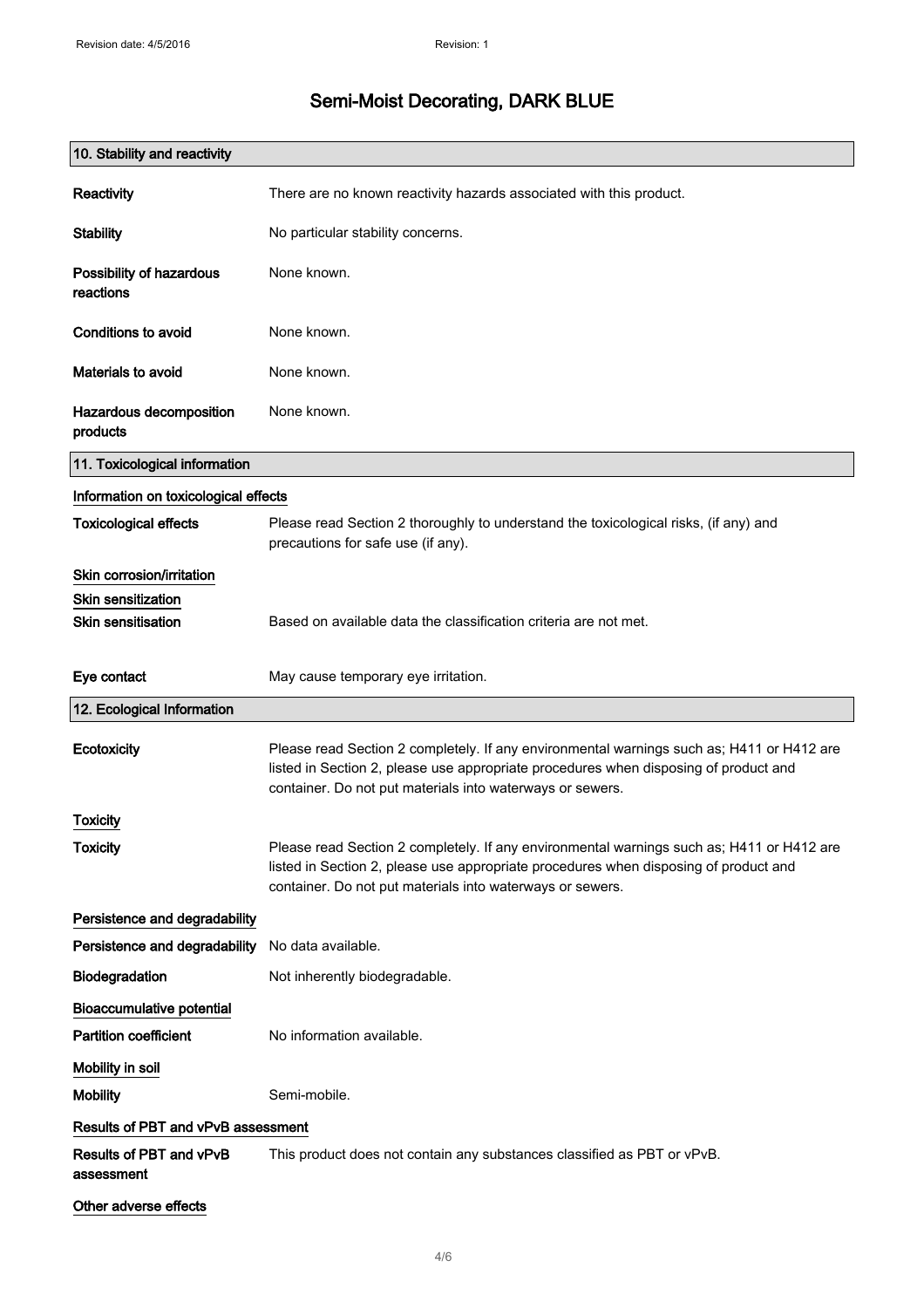# Semi-Moist Decorating, DARK BLUE

## 10. Stability and reactivity

**Reactivity** There are no known reactivity hazards associated with this product.

**Stability** No particular stability concerns.

**Possibility of hazardous reactions** None known.

**Conditions to avoid** None known.

**Materials to avoid** None known.

**Hazardous decomposition products** None known.

## 11. Toxicological information

### Information on toxicological effects

**Toxicological effects** Please read Section 2 thoroughly to understand the toxicological risks, (if any) and precautions for safe use (if any).

### Skin corrosion/irritation

### Skin sensitization

**Skin sensitisation** Based on available data the classification criteria are not met.

**Eye contact** May cause temporary eye irritation.

## 12. Ecological Information

**Ecotoxicity** Please read Section 2 completely. If any environmental warnings such as; H411 or H412 are listed in Section 2, please use appropriate procedures when disposing of product and container. Do not put materials into waterways or sewers.

### Toxicity

**Toxicity** Please read Section 2 completely. If any environmental warnings such as; H411 or H412 are listed in Section 2, please use appropriate procedures when disposing of product and container. Do not put materials into waterways or sewers.

### Persistence and degradability

**Persistence and degradability** No data available.

**Biodegradation** Not inherently biodegradable.

### Bioaccumulative potential

**Partition coefficient** No information available.

### Mobility in soil

**Mobility** Semi-mobile.

### Results of PBT and vPvB assessment

**Results of PBT and vPvB assessment** This product does not contain any substances classified as PBT or vPvB.

### Other adverse effects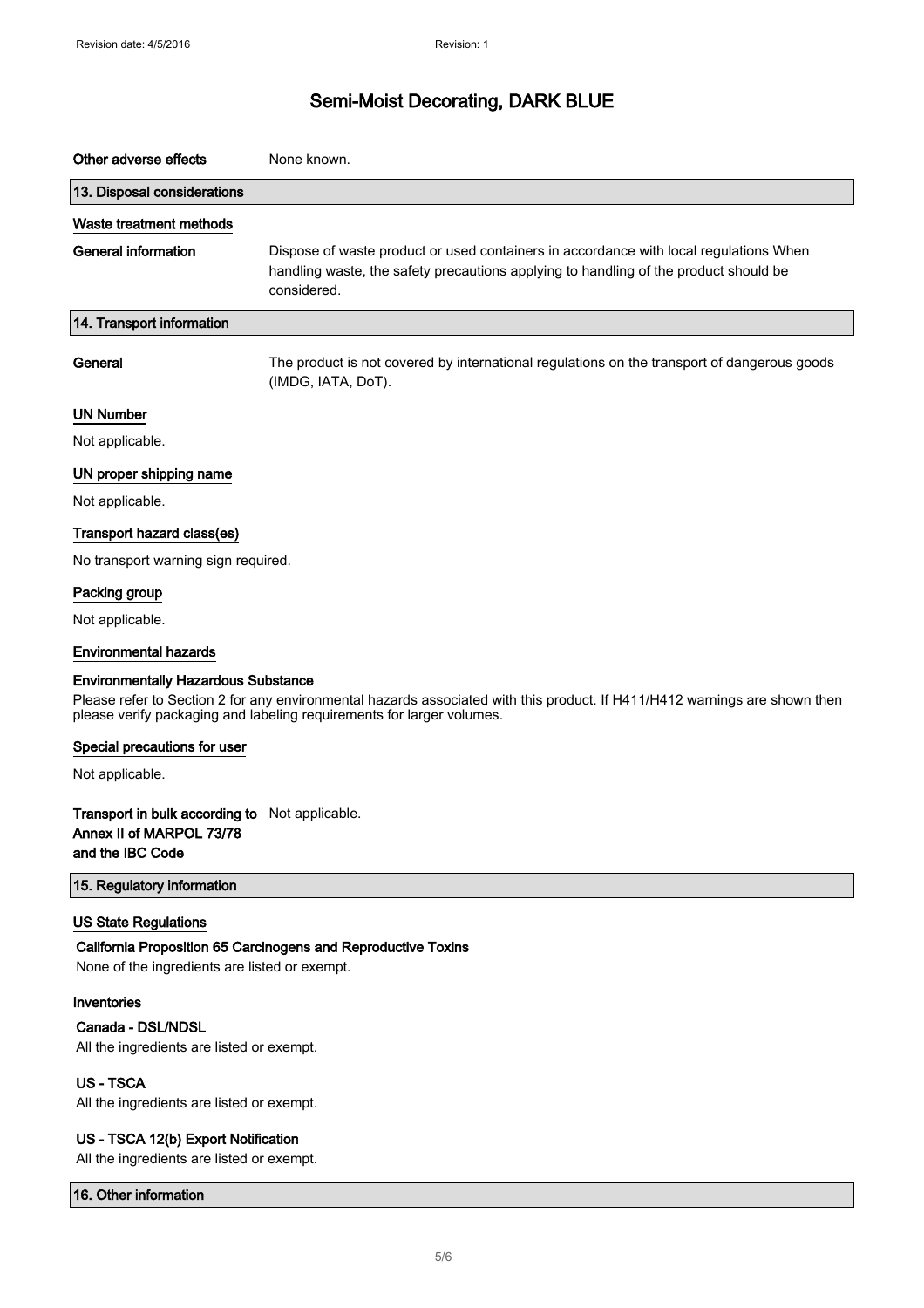# Semi-Moist Decorating, DARK BLUE

**Other adverse effects** None known.

## 13. Disposal considerations

### Waste treatment methods

**General information** Dispose of waste product or used containers in accordance with local regulations When handling waste, the safety precautions applying to handling of the product should be considered.

## 14. Transport information

**General** The product is not covered by international regulations on the transport of dangerous goods (IMDG, IATA, DoT).

### UN Number

Not applicable.

### UN proper shipping name

Not applicable.

### Transport hazard class(es)

No transport warning sign required.

### Packing group

Not applicable.

### Environmental hazards

**Environmentally Hazardous Substance**

Please refer to Section 2 for any environmental hazards associated with this product. If H411/H412 warnings are shown then please verify packaging and labeling requirements for larger volumes.

### Special precautions for user

Not applicable.

**Transport in bulk according to Annex II of MARPOL 73/78 and the IBC Code** Not applicable.

## 15. Regulatory information

### US State Regulations

**California Proposition 65 Carcinogens and Reproductive Toxins**

None of the ingredients are listed or exempt.

### Inventories

**Canada - DSL/NDSL**

All the ingredients are listed or exempt.

**US - TSCA**

All the ingredients are listed or exempt.

**US - TSCA 12(b) Export Notification**

All the ingredients are listed or exempt.

## 16. Other information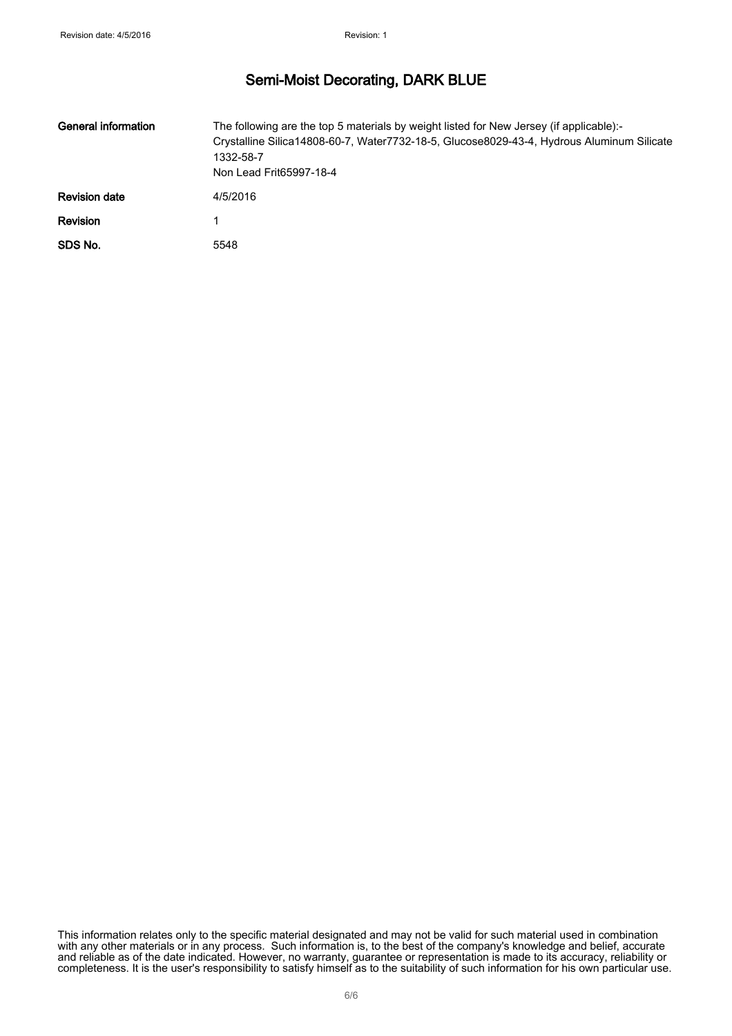# Semi-Moist Decorating, DARK BLUE

| | |
|---|---|
| **General information** | The following are the top 5 materials by weight listed for New Jersey (if applicable):- Crystalline Silica14808-60-7, Water7732-18-5, Glucose8029-43-4, Hydrous Aluminum Silicate 1332-58-7 Non Lead Frit65997-18-4 |
| **Revision date** | 4/5/2016 |
| **Revision** | 1 |
| **SDS No.** | 5548 |

This information relates only to the specific material designated and may not be valid for such material used in combination with any other materials or in any process. Such information is, to the best of the company's knowledge and belief, accurate and reliable as of the date indicated. However, no warranty, guarantee or representation is made to its accuracy, reliability or completeness. It is the user's responsibility to satisfy himself as to the suitability of such information for his own particular use.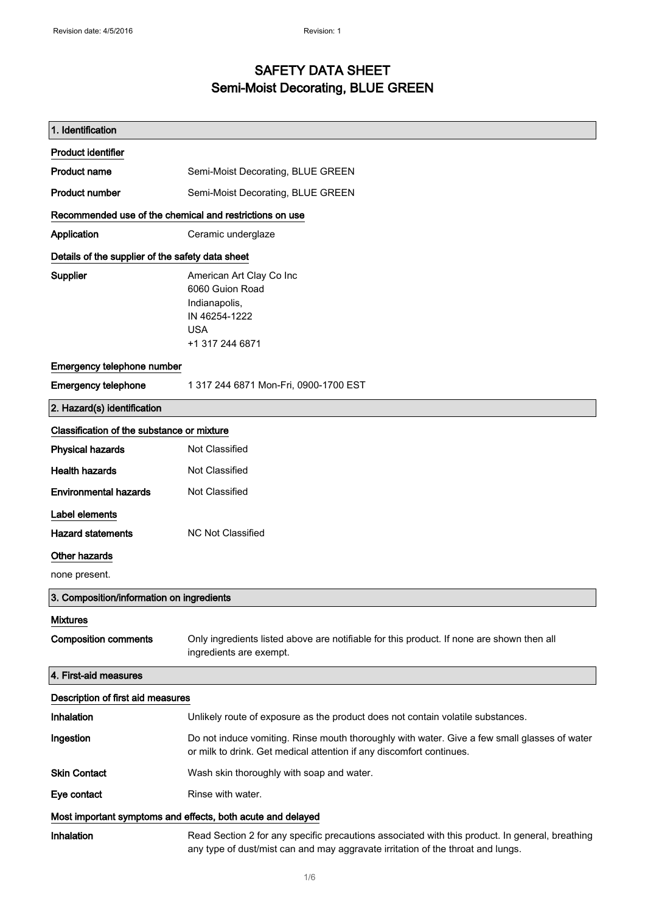Revision date: 4/5/2016

Revision: 1

# SAFETY DATA SHEET
# Semi-Moist Decorating, BLUE GREEN

## 1. Identification

### Product identifier

| | |
|---|---|
| **Product name** | Semi-Moist Decorating, BLUE GREEN |
| **Product number** | Semi-Moist Decorating, BLUE GREEN |

### Recommended use of the chemical and restrictions on use

| | |
|---|---|
| **Application** | Ceramic underglaze |

### Details of the supplier of the safety data sheet

| | |
|---|---|
| **Supplier** | American Art Clay Co Inc<br>6060 Guion Road<br>Indianapolis,<br>IN 46254-1222<br>USA<br>+1 317 244 6871 |

### Emergency telephone number

| | |
|---|---|
| **Emergency telephone** | 1 317 244 6871 Mon-Fri, 0900-1700 EST |

## 2. Hazard(s) identification

### Classification of the substance or mixture

| | |
|---|---|
| **Physical hazards** | Not Classified |
| **Health hazards** | Not Classified |
| **Environmental hazards** | Not Classified |

### Label elements

| | |
|---|---|
| **Hazard statements** | NC Not Classified |

### Other hazards

none present.

## 3. Composition/information on ingredients

### Mixtures

| | |
|---|---|
| **Composition comments** | Only ingredients listed above are notifiable for this product. If none are shown then all ingredients are exempt. |

## 4. First-aid measures

### Description of first aid measures

| | |
|---|---|
| **Inhalation** | Unlikely route of exposure as the product does not contain volatile substances. |
| **Ingestion** | Do not induce vomiting. Rinse mouth thoroughly with water. Give a few small glasses of water or milk to drink. Get medical attention if any discomfort continues. |
| **Skin Contact** | Wash skin thoroughly with soap and water. |
| **Eye contact** | Rinse with water. |

### Most important symptoms and effects, both acute and delayed

| | |
|---|---|
| **Inhalation** | Read Section 2 for any specific precautions associated with this product. In general, breathing any type of dust/mist can and may aggravate irritation of the throat and lungs. |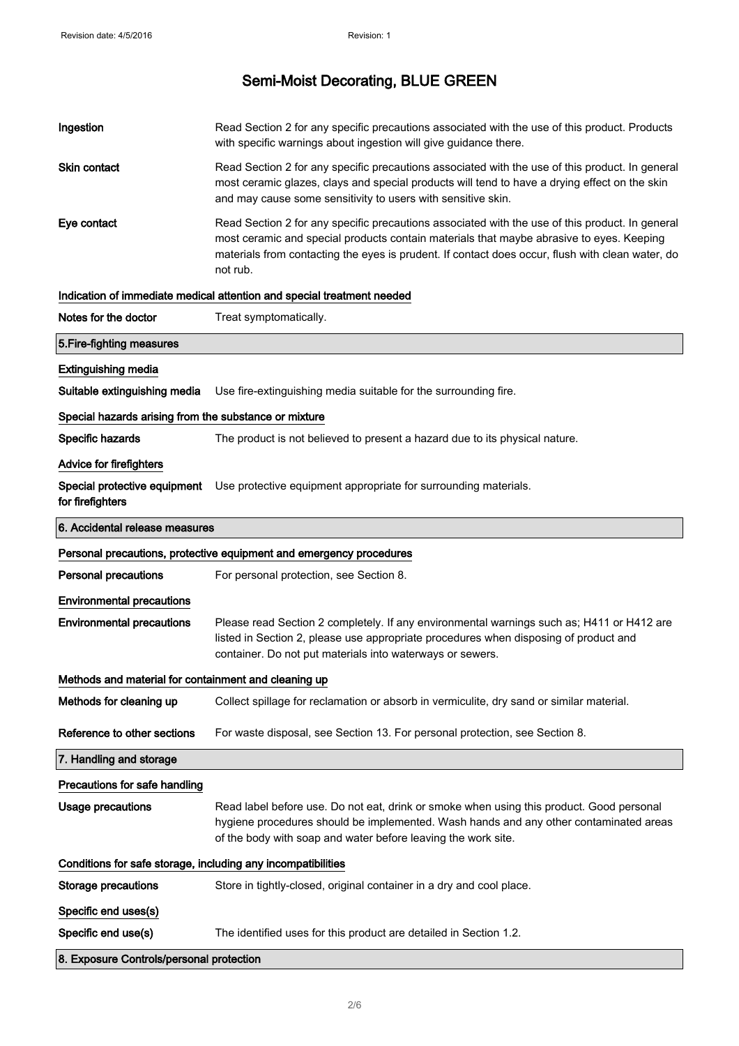# Semi-Moist Decorating, BLUE GREEN

| | |
|---|---|
| **Ingestion** | Read Section 2 for any specific precautions associated with the use of this product. Products with specific warnings about ingestion will give guidance there. |
| **Skin contact** | Read Section 2 for any specific precautions associated with the use of this product. In general most ceramic glazes, clays and special products will tend to have a drying effect on the skin and may cause some sensitivity to users with sensitive skin. |
| **Eye contact** | Read Section 2 for any specific precautions associated with the use of this product. In general most ceramic and special products contain materials that maybe abrasive to eyes. Keeping materials from contacting the eyes is prudent. If contact does occur, flush with clean water, do not rub. |

**Indication of immediate medical attention and special treatment needed**

| | |
|---|---|
| **Notes for the doctor** | Treat symptomatically. |

## 5.Fire-fighting measures

**Extinguishing media**

| | |
|---|---|
| **Suitable extinguishing media** | Use fire-extinguishing media suitable for the surrounding fire. |

**Special hazards arising from the substance or mixture**

| | |
|---|---|
| **Specific hazards** | The product is not believed to present a hazard due to its physical nature. |

**Advice for firefighters**

| | |
|---|---|
| **Special protective equipment for firefighters** | Use protective equipment appropriate for surrounding materials. |

## 6. Accidental release measures

**Personal precautions, protective equipment and emergency procedures**

| | |
|---|---|
| **Personal precautions** | For personal protection, see Section 8. |

**Environmental precautions**

| | |
|---|---|
| **Environmental precautions** | Please read Section 2 completely. If any environmental warnings such as; H411 or H412 are listed in Section 2, please use appropriate procedures when disposing of product and container. Do not put materials into waterways or sewers. |

**Methods and material for containment and cleaning up**

| | |
|---|---|
| **Methods for cleaning up** | Collect spillage for reclamation or absorb in vermiculite, dry sand or similar material. |
| **Reference to other sections** | For waste disposal, see Section 13. For personal protection, see Section 8. |

## 7. Handling and storage

**Precautions for safe handling**

| | |
|---|---|
| **Usage precautions** | Read label before use. Do not eat, drink or smoke when using this product. Good personal hygiene procedures should be implemented. Wash hands and any other contaminated areas of the body with soap and water before leaving the work site. |

**Conditions for safe storage, including any incompatibilities**

| | |
|---|---|
| **Storage precautions** | Store in tightly-closed, original container in a dry and cool place. |

**Specific end uses(s)**

| | |
|---|---|
| **Specific end use(s)** | The identified uses for this product are detailed in Section 1.2. |

## 8. Exposure Controls/personal protection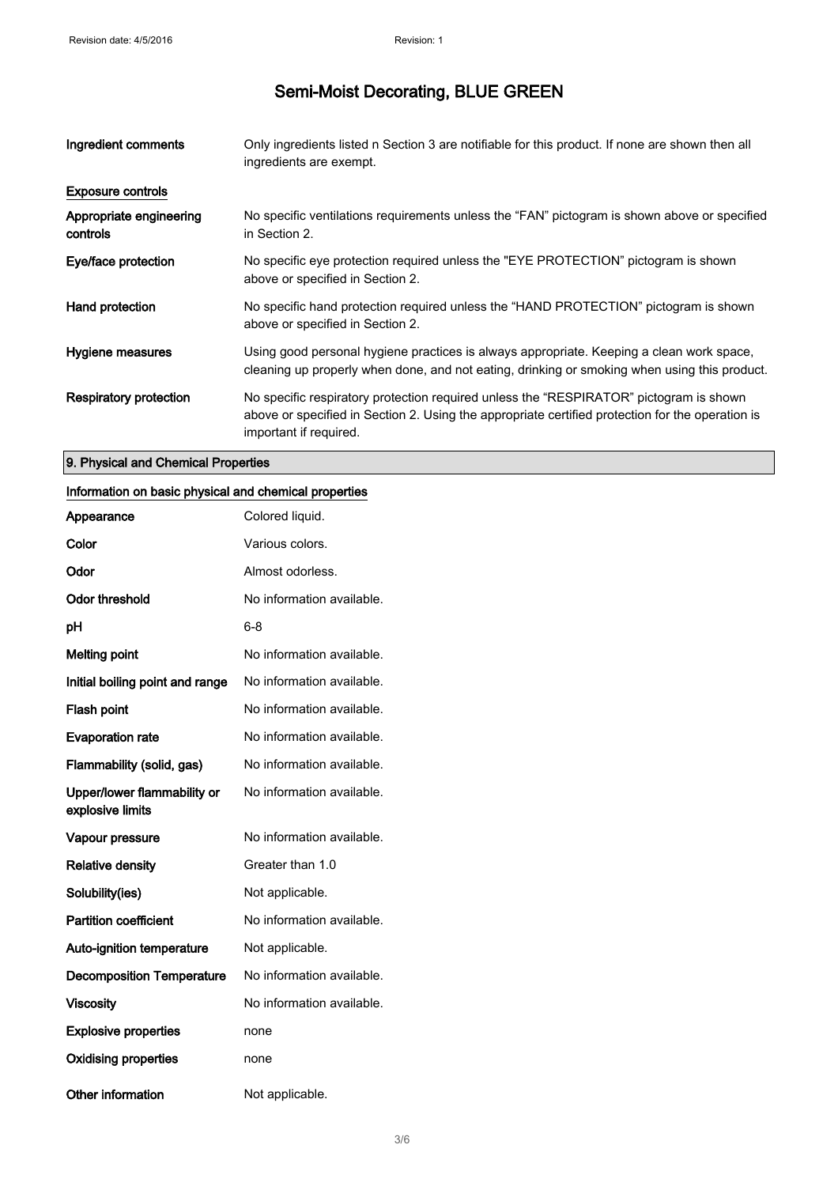# Semi-Moist Decorating, BLUE GREEN

| | |
|---|---|
| **Ingredient comments** | Only ingredients listed n Section 3 are notifiable for this product. If none are shown then all ingredients are exempt. |

**Exposure controls**

| | |
|---|---|
| **Appropriate engineering controls** | No specific ventilations requirements unless the "FAN" pictogram is shown above or specified in Section 2. |
| **Eye/face protection** | No specific eye protection required unless the "EYE PROTECTION" pictogram is shown above or specified in Section 2. |
| **Hand protection** | No specific hand protection required unless the "HAND PROTECTION" pictogram is shown above or specified in Section 2. |
| **Hygiene measures** | Using good personal hygiene practices is always appropriate. Keeping a clean work space, cleaning up properly when done, and not eating, drinking or smoking when using this product. |
| **Respiratory protection** | No specific respiratory protection required unless the "RESPIRATOR" pictogram is shown above or specified in Section 2. Using the appropriate certified protection for the operation is important if required. |

## 9. Physical and Chemical Properties

**Information on basic physical and chemical properties**

| | |
|---|---|
| **Appearance** | Colored liquid. |
| **Color** | Various colors. |
| **Odor** | Almost odorless. |
| **Odor threshold** | No information available. |
| **pH** | 6-8 |
| **Melting point** | No information available. |
| **Initial boiling point and range** | No information available. |
| **Flash point** | No information available. |
| **Evaporation rate** | No information available. |
| **Flammability (solid, gas)** | No information available. |
| **Upper/lower flammability or explosive limits** | No information available. |
| **Vapour pressure** | No information available. |
| **Relative density** | Greater than 1.0 |
| **Solubility(ies)** | Not applicable. |
| **Partition coefficient** | No information available. |
| **Auto-ignition temperature** | Not applicable. |
| **Decomposition Temperature** | No information available. |
| **Viscosity** | No information available. |
| **Explosive properties** | none |
| **Oxidising properties** | none |
| **Other information** | Not applicable. |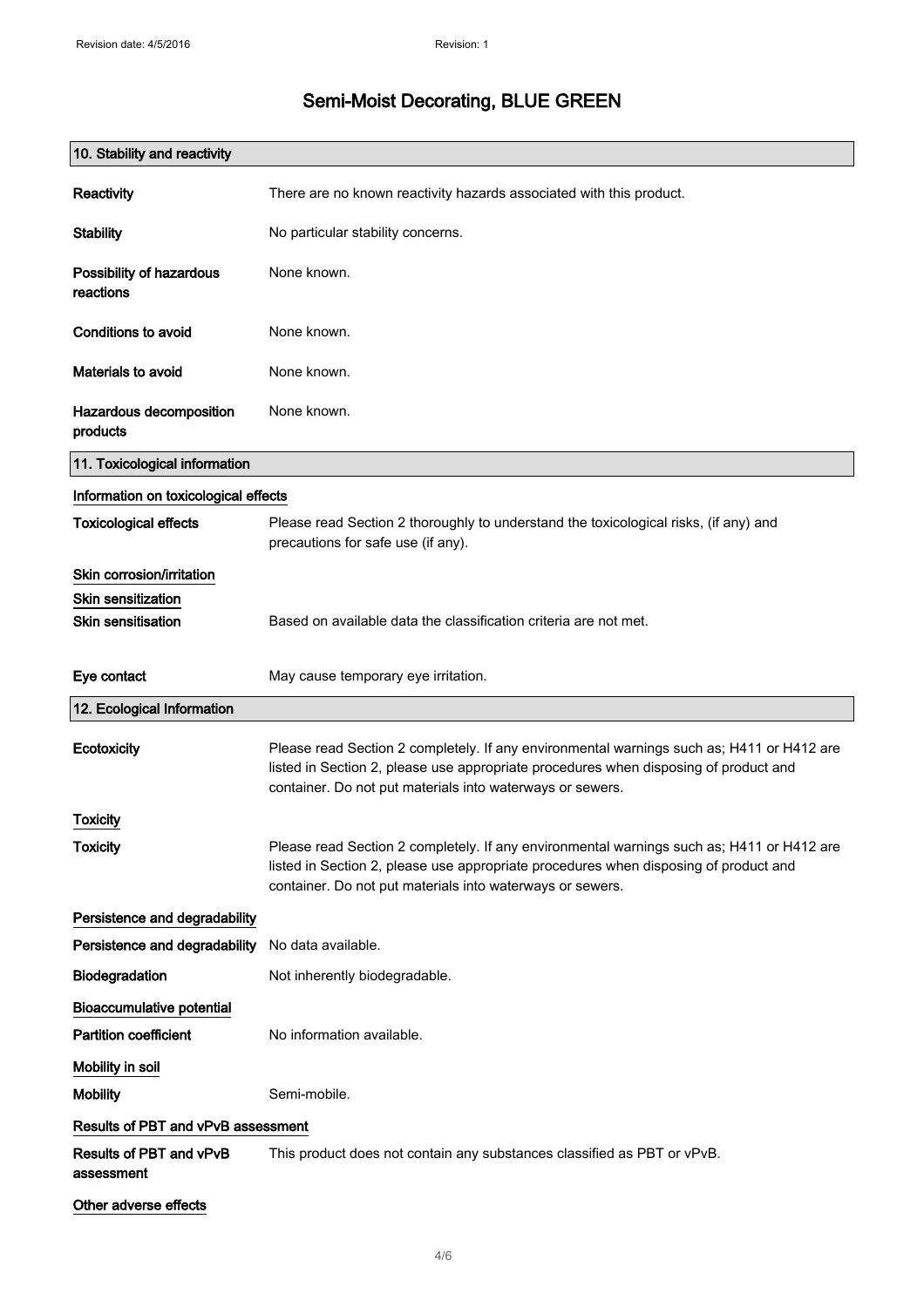# Semi-Moist Decorating, BLUE GREEN

## 10. Stability and reactivity

**Reactivity** There are no known reactivity hazards associated with this product.

**Stability** No particular stability concerns.

**Possibility of hazardous reactions** None known.

**Conditions to avoid** None known.

**Materials to avoid** None known.

**Hazardous decomposition products** None known.

## 11. Toxicological information

### Information on toxicological effects

**Toxicological effects** Please read Section 2 thoroughly to understand the toxicological risks, (if any) and precautions for safe use (if any).

### Skin corrosion/irritation

### Skin sensitization

**Skin sensitisation** Based on available data the classification criteria are not met.

**Eye contact** May cause temporary eye irritation.

## 12. Ecological Information

**Ecotoxicity** Please read Section 2 completely. If any environmental warnings such as; H411 or H412 are listed in Section 2, please use appropriate procedures when disposing of product and container. Do not put materials into waterways or sewers.

### Toxicity

**Toxicity** Please read Section 2 completely. If any environmental warnings such as; H411 or H412 are listed in Section 2, please use appropriate procedures when disposing of product and container. Do not put materials into waterways or sewers.

### Persistence and degradability

**Persistence and degradability** No data available.

**Biodegradation** Not inherently biodegradable.

### Bioaccumulative potential

**Partition coefficient** No information available.

### Mobility in soil

**Mobility** Semi-mobile.

### Results of PBT and vPvB assessment

**Results of PBT and vPvB assessment** This product does not contain any substances classified as PBT or vPvB.

### Other adverse effects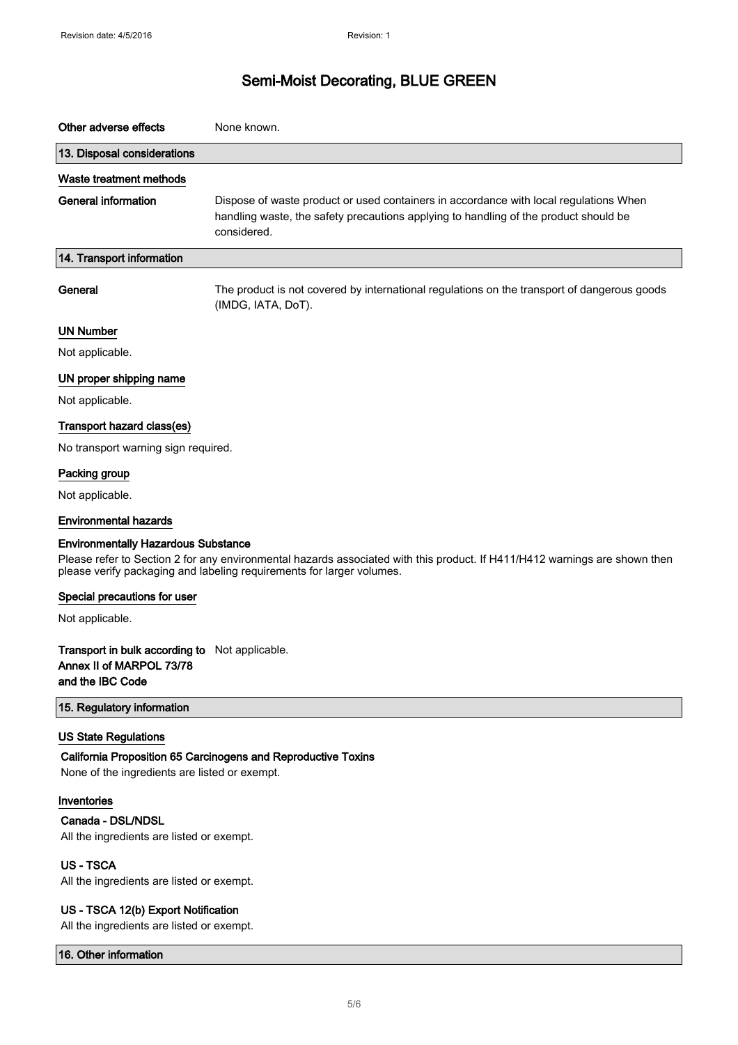| | |
|---|---|
| **Other adverse effects** | None known. |

## 13. Disposal considerations

### Waste treatment methods

| | |
|---|---|
| **General information** | Dispose of waste product or used containers in accordance with local regulations When handling waste, the safety precautions applying to handling of the product should be considered. |

## 14. Transport information

| | |
|---|---|
| **General** | The product is not covered by international regulations on the transport of dangerous goods (IMDG, IATA, DoT). |

### UN Number

Not applicable.

### UN proper shipping name

Not applicable.

### Transport hazard class(es)

No transport warning sign required.

### Packing group

Not applicable.

### Environmental hazards

**Environmentally Hazardous Substance**

Please refer to Section 2 for any environmental hazards associated with this product. If H411/H412 warnings are shown then please verify packaging and labeling requirements for larger volumes.

### Special precautions for user

Not applicable.

| | |
|---|---|
| **Transport in bulk according to Annex II of MARPOL 73/78 and the IBC Code** | Not applicable. |

## 15. Regulatory information

### US State Regulations

**California Proposition 65 Carcinogens and Reproductive Toxins**

None of the ingredients are listed or exempt.

### Inventories

**Canada - DSL/NDSL**

All the ingredients are listed or exempt.

**US - TSCA**

All the ingredients are listed or exempt.

**US - TSCA 12(b) Export Notification**

All the ingredients are listed or exempt.

## 16. Other information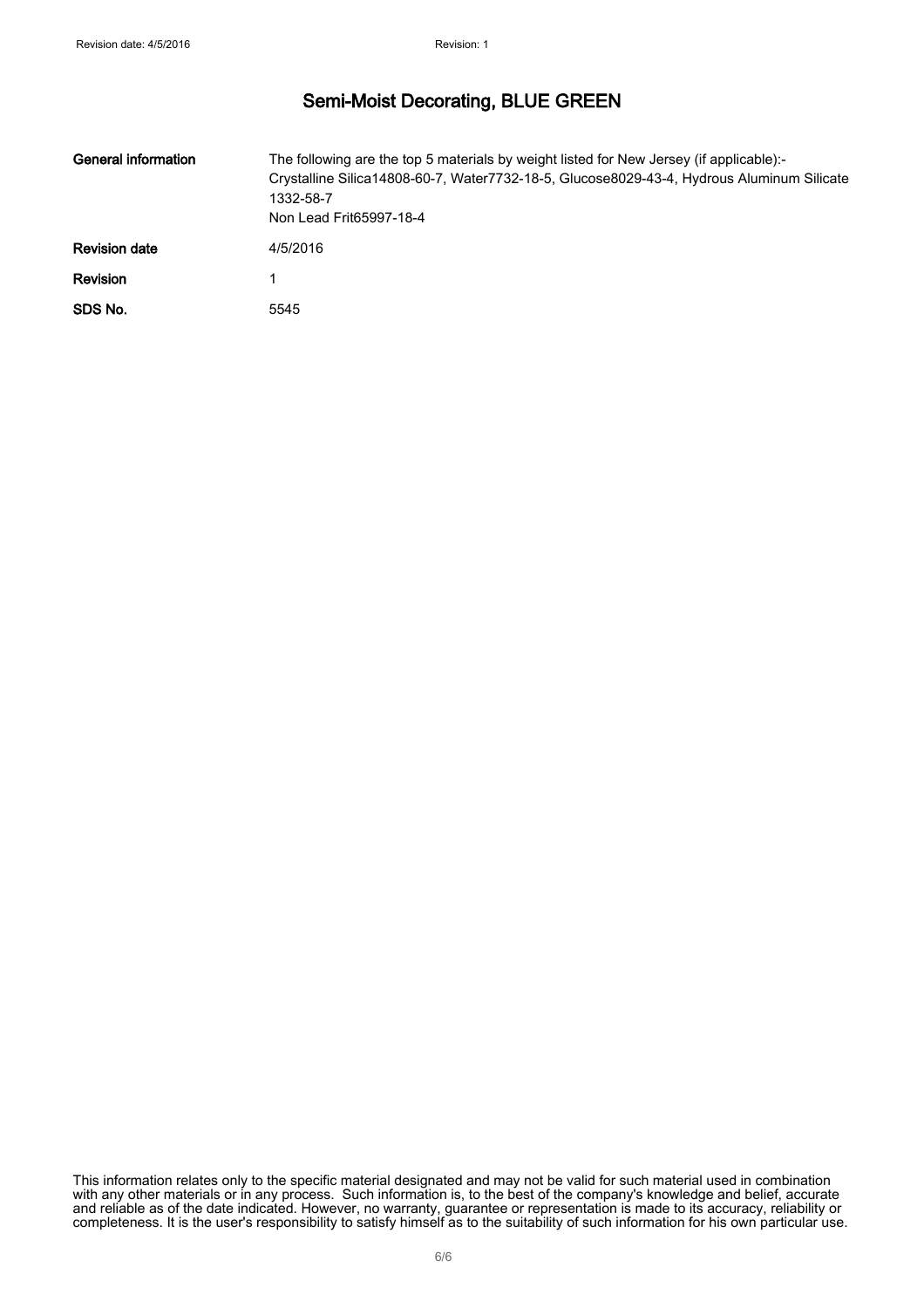# Semi-Moist Decorating, BLUE GREEN

| | |
|---|---|
| **General information** | The following are the top 5 materials by weight listed for New Jersey (if applicable):- Crystalline Silica14808-60-7, Water7732-18-5, Glucose8029-43-4, Hydrous Aluminum Silicate 1332-58-7 Non Lead Frit65997-18-4 |
| **Revision date** | 4/5/2016 |
| **Revision** | 1 |
| **SDS No.** | 5545 |

This information relates only to the specific material designated and may not be valid for such material used in combination with any other materials or in any process. Such information is, to the best of the company's knowledge and belief, accurate and reliable as of the date indicated. However, no warranty, guarantee or representation is made to its accuracy, reliability or completeness. It is the user's responsibility to satisfy himself as to the suitability of such information for his own particular use.